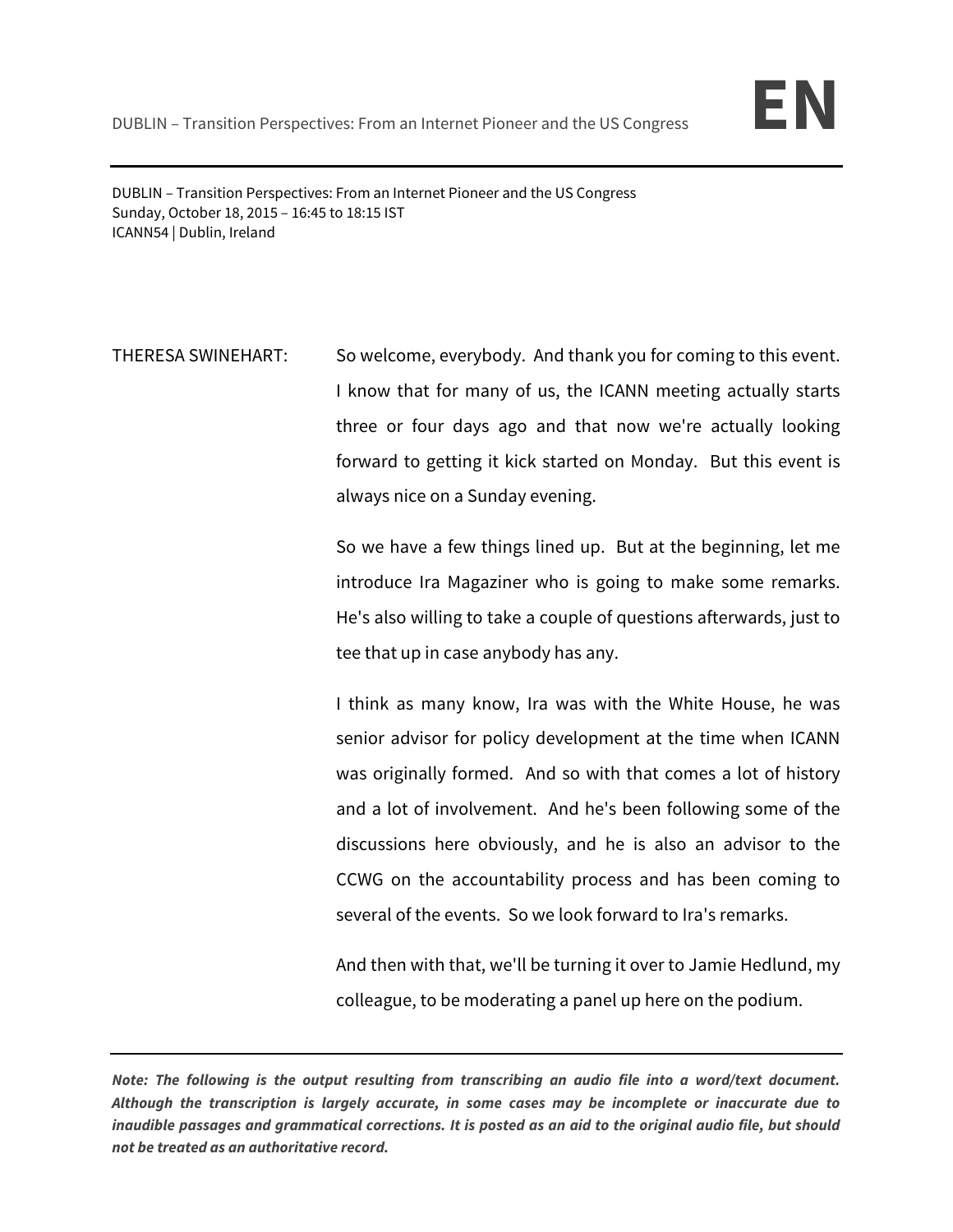DUBLIN – Transition Perspectives: From an Internet Pioneer and the US Congress
Sunday, October 18, 2015 – 16:45 to 18:15 IST
ICANN54 | Dublin, Ireland

THERESA SWINEHART: So welcome, everybody. And thank you for coming to this event. I know that for many of us, the ICANN meeting actually starts three or four days ago and that now we're actually looking forward to getting it kick started on Monday. But this event is always nice on a Sunday evening.

So we have a few things lined up. But at the beginning, let me introduce Ira Magaziner who is going to make some remarks. He's also willing to take a couple of questions afterwards, just to tee that up in case anybody has any.

I think as many know, Ira was with the White House, he was senior advisor for policy development at the time when ICANN was originally formed. And so with that comes a lot of history and a lot of involvement. And he's been following some of the discussions here obviously, and he is also an advisor to the CCWG on the accountability process and has been coming to several of the events. So we look forward to Ira's remarks.

And then with that, we'll be turning it over to Jamie Hedlund, my colleague, to be moderating a panel up here on the podium.

***Note: The following is the output resulting from transcribing an audio file into a word/text document. Although the transcription is largely accurate, in some cases may be incomplete or inaccurate due to inaudible passages and grammatical corrections. It is posted as an aid to the original audio file, but should not be treated as an authoritative record.***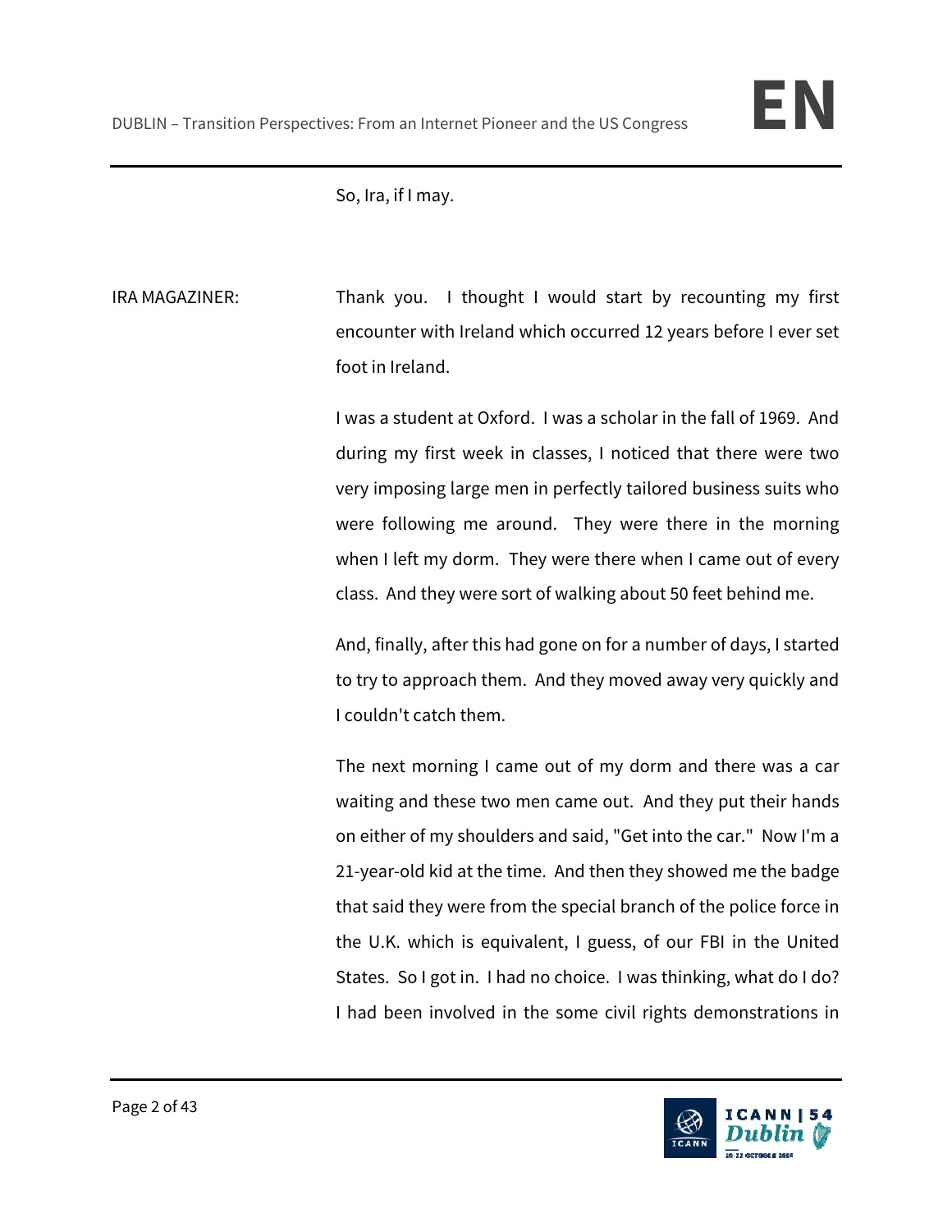So, Ira, if I may.

IRA MAGAZINER: Thank you. I thought I would start by recounting my first encounter with Ireland which occurred 12 years before I ever set foot in Ireland.

I was a student at Oxford. I was a scholar in the fall of 1969. And during my first week in classes, I noticed that there were two very imposing large men in perfectly tailored business suits who were following me around. They were there in the morning when I left my dorm. They were there when I came out of every class. And they were sort of walking about 50 feet behind me.

And, finally, after this had gone on for a number of days, I started to try to approach them. And they moved away very quickly and I couldn't catch them.

The next morning I came out of my dorm and there was a car waiting and these two men came out. And they put their hands on either of my shoulders and said, "Get into the car." Now I'm a 21-year-old kid at the time. And then they showed me the badge that said they were from the special branch of the police force in the U.K. which is equivalent, I guess, of our FBI in the United States. So I got in. I had no choice. I was thinking, what do I do? I had been involved in the some civil rights demonstrations in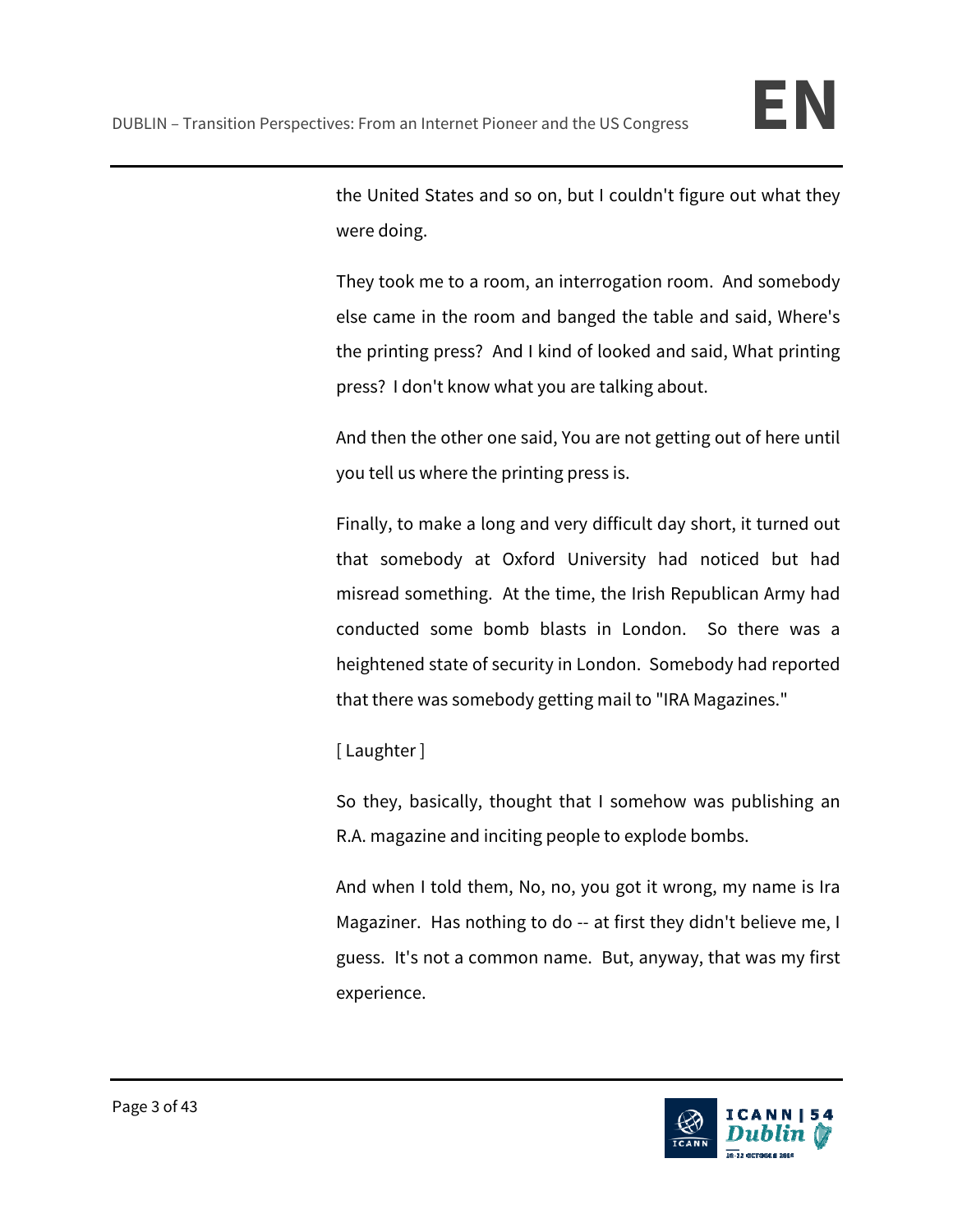the United States and so on, but I couldn't figure out what they were doing.

They took me to a room, an interrogation room. And somebody else came in the room and banged the table and said, Where's the printing press? And I kind of looked and said, What printing press? I don't know what you are talking about.

And then the other one said, You are not getting out of here until you tell us where the printing press is.

Finally, to make a long and very difficult day short, it turned out that somebody at Oxford University had noticed but had misread something. At the time, the Irish Republican Army had conducted some bomb blasts in London. So there was a heightened state of security in London. Somebody had reported that there was somebody getting mail to "IRA Magazines."

[ Laughter ]

So they, basically, thought that I somehow was publishing an R.A. magazine and inciting people to explode bombs.

And when I told them, No, no, you got it wrong, my name is Ira Magaziner. Has nothing to do -- at first they didn't believe me, I guess. It's not a common name. But, anyway, that was my first experience.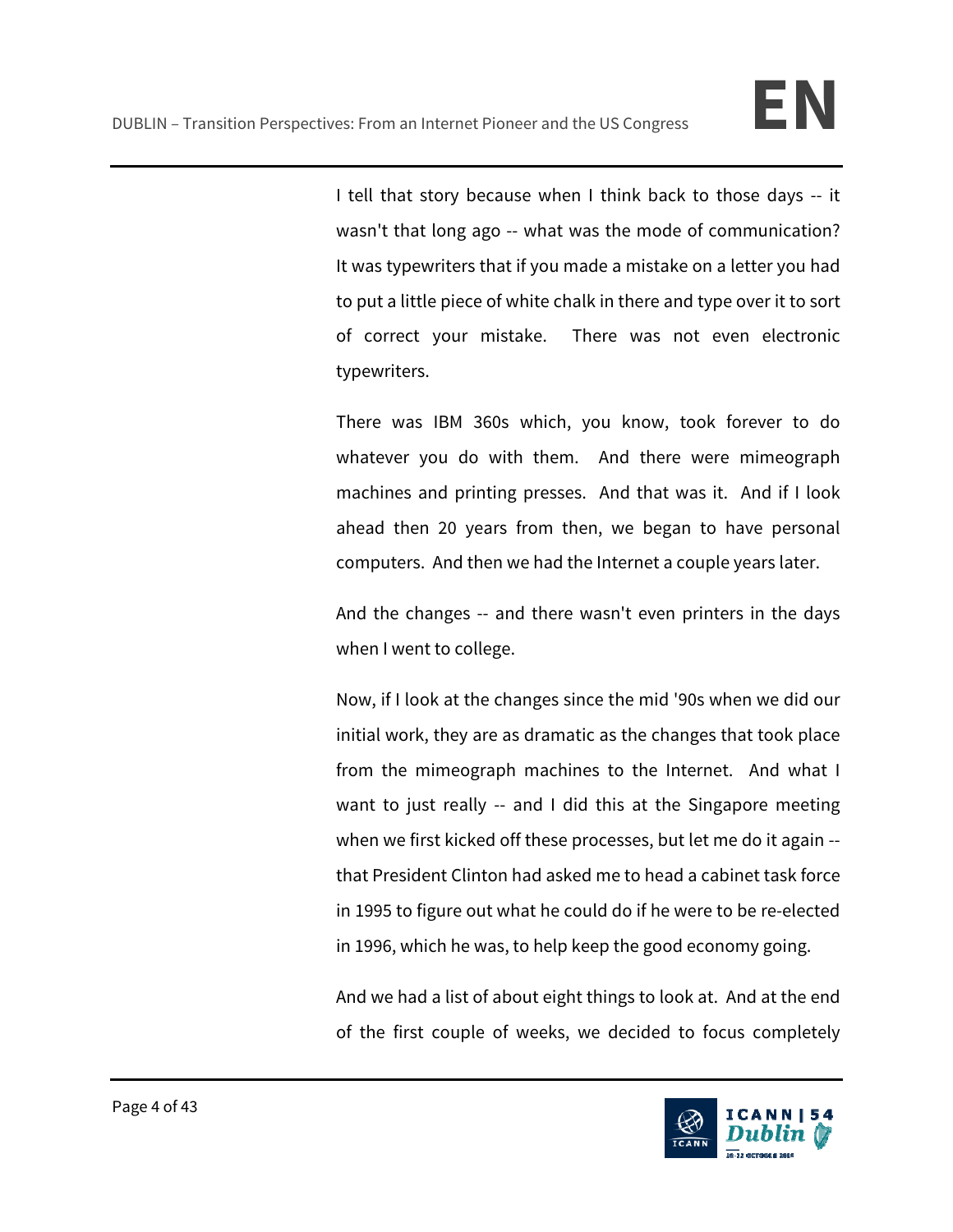I tell that story because when I think back to those days -- it wasn't that long ago -- what was the mode of communication? It was typewriters that if you made a mistake on a letter you had to put a little piece of white chalk in there and type over it to sort of correct your mistake. There was not even electronic typewriters.

There was IBM 360s which, you know, took forever to do whatever you do with them. And there were mimeograph machines and printing presses. And that was it. And if I look ahead then 20 years from then, we began to have personal computers. And then we had the Internet a couple years later.

And the changes -- and there wasn't even printers in the days when I went to college.

Now, if I look at the changes since the mid '90s when we did our initial work, they are as dramatic as the changes that took place from the mimeograph machines to the Internet. And what I want to just really -- and I did this at the Singapore meeting when we first kicked off these processes, but let me do it again -- that President Clinton had asked me to head a cabinet task force in 1995 to figure out what he could do if he were to be re-elected in 1996, which he was, to help keep the good economy going.

And we had a list of about eight things to look at. And at the end of the first couple of weeks, we decided to focus completely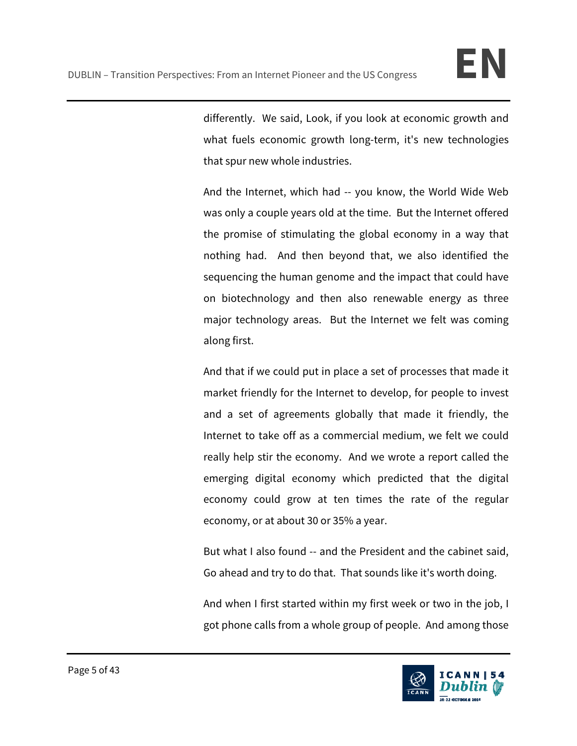differently. We said, Look, if you look at economic growth and what fuels economic growth long-term, it's new technologies that spur new whole industries.

And the Internet, which had -- you know, the World Wide Web was only a couple years old at the time. But the Internet offered the promise of stimulating the global economy in a way that nothing had. And then beyond that, we also identified the sequencing the human genome and the impact that could have on biotechnology and then also renewable energy as three major technology areas. But the Internet we felt was coming along first.

And that if we could put in place a set of processes that made it market friendly for the Internet to develop, for people to invest and a set of agreements globally that made it friendly, the Internet to take off as a commercial medium, we felt we could really help stir the economy. And we wrote a report called the emerging digital economy which predicted that the digital economy could grow at ten times the rate of the regular economy, or at about 30 or 35% a year.

But what I also found -- and the President and the cabinet said, Go ahead and try to do that. That sounds like it's worth doing.

And when I first started within my first week or two in the job, I got phone calls from a whole group of people. And among those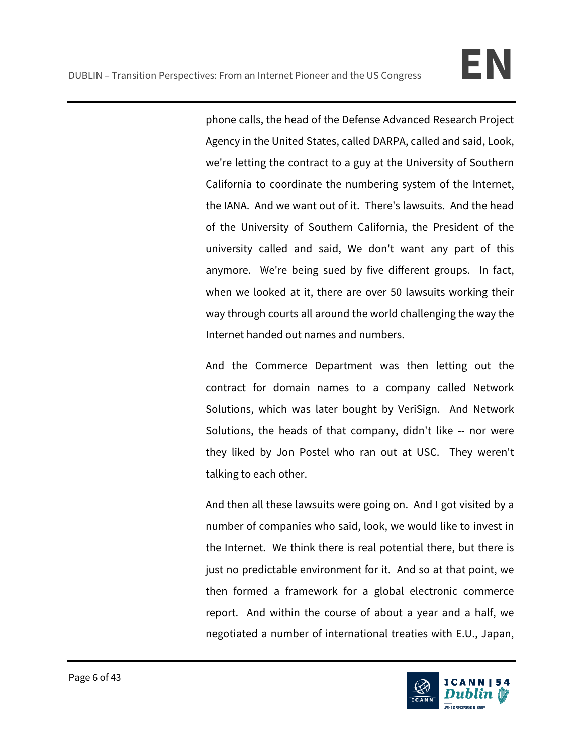phone calls, the head of the Defense Advanced Research Project Agency in the United States, called DARPA, called and said, Look, we're letting the contract to a guy at the University of Southern California to coordinate the numbering system of the Internet, the IANA. And we want out of it. There's lawsuits. And the head of the University of Southern California, the President of the university called and said, We don't want any part of this anymore. We're being sued by five different groups. In fact, when we looked at it, there are over 50 lawsuits working their way through courts all around the world challenging the way the Internet handed out names and numbers.

And the Commerce Department was then letting out the contract for domain names to a company called Network Solutions, which was later bought by VeriSign. And Network Solutions, the heads of that company, didn't like -- nor were they liked by Jon Postel who ran out at USC. They weren't talking to each other.

And then all these lawsuits were going on. And I got visited by a number of companies who said, look, we would like to invest in the Internet. We think there is real potential there, but there is just no predictable environment for it. And so at that point, we then formed a framework for a global electronic commerce report. And within the course of about a year and a half, we negotiated a number of international treaties with E.U., Japan,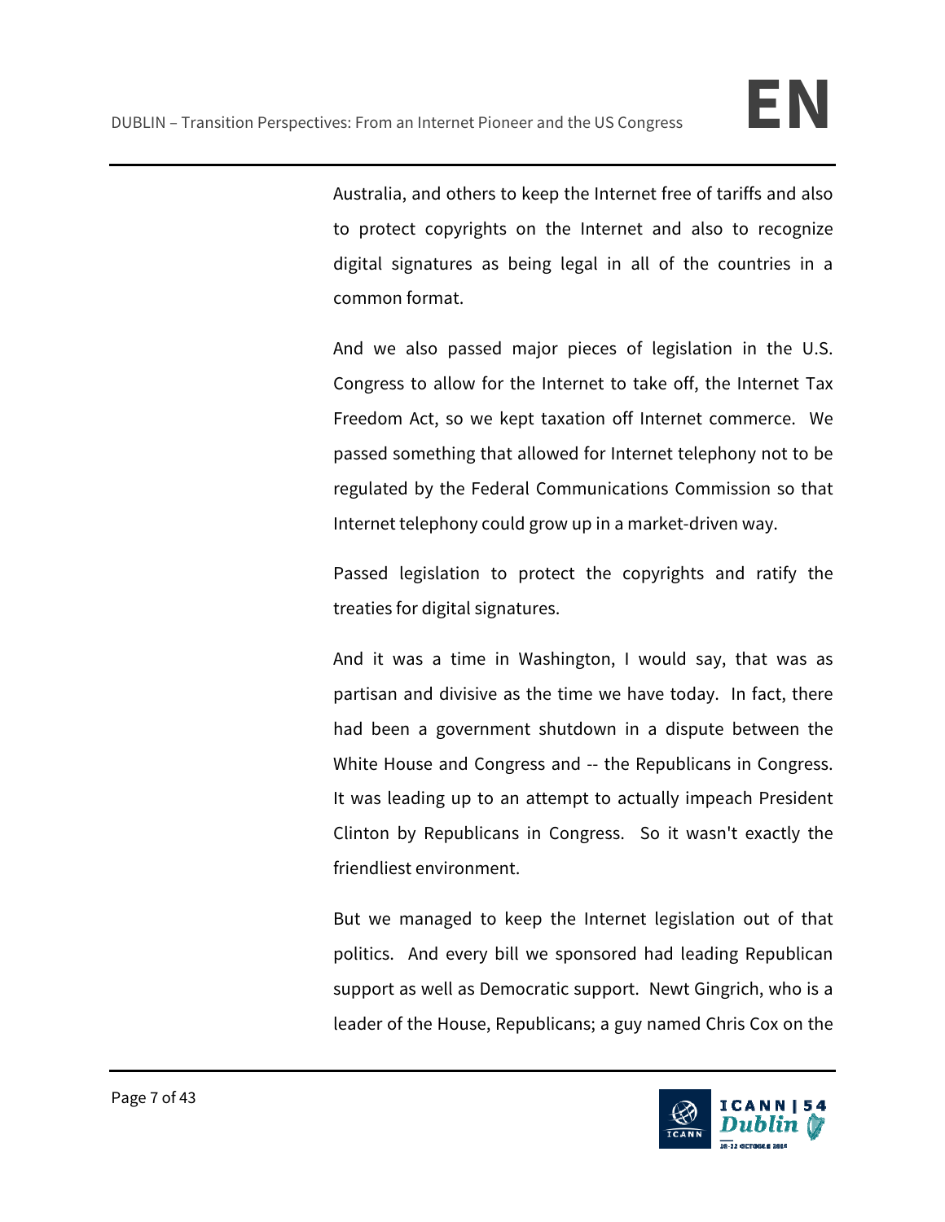Australia, and others to keep the Internet free of tariffs and also to protect copyrights on the Internet and also to recognize digital signatures as being legal in all of the countries in a common format.

And we also passed major pieces of legislation in the U.S. Congress to allow for the Internet to take off, the Internet Tax Freedom Act, so we kept taxation off Internet commerce. We passed something that allowed for Internet telephony not to be regulated by the Federal Communications Commission so that Internet telephony could grow up in a market-driven way.

Passed legislation to protect the copyrights and ratify the treaties for digital signatures.

And it was a time in Washington, I would say, that was as partisan and divisive as the time we have today. In fact, there had been a government shutdown in a dispute between the White House and Congress and -- the Republicans in Congress. It was leading up to an attempt to actually impeach President Clinton by Republicans in Congress. So it wasn't exactly the friendliest environment.

But we managed to keep the Internet legislation out of that politics. And every bill we sponsored had leading Republican support as well as Democratic support. Newt Gingrich, who is a leader of the House, Republicans; a guy named Chris Cox on the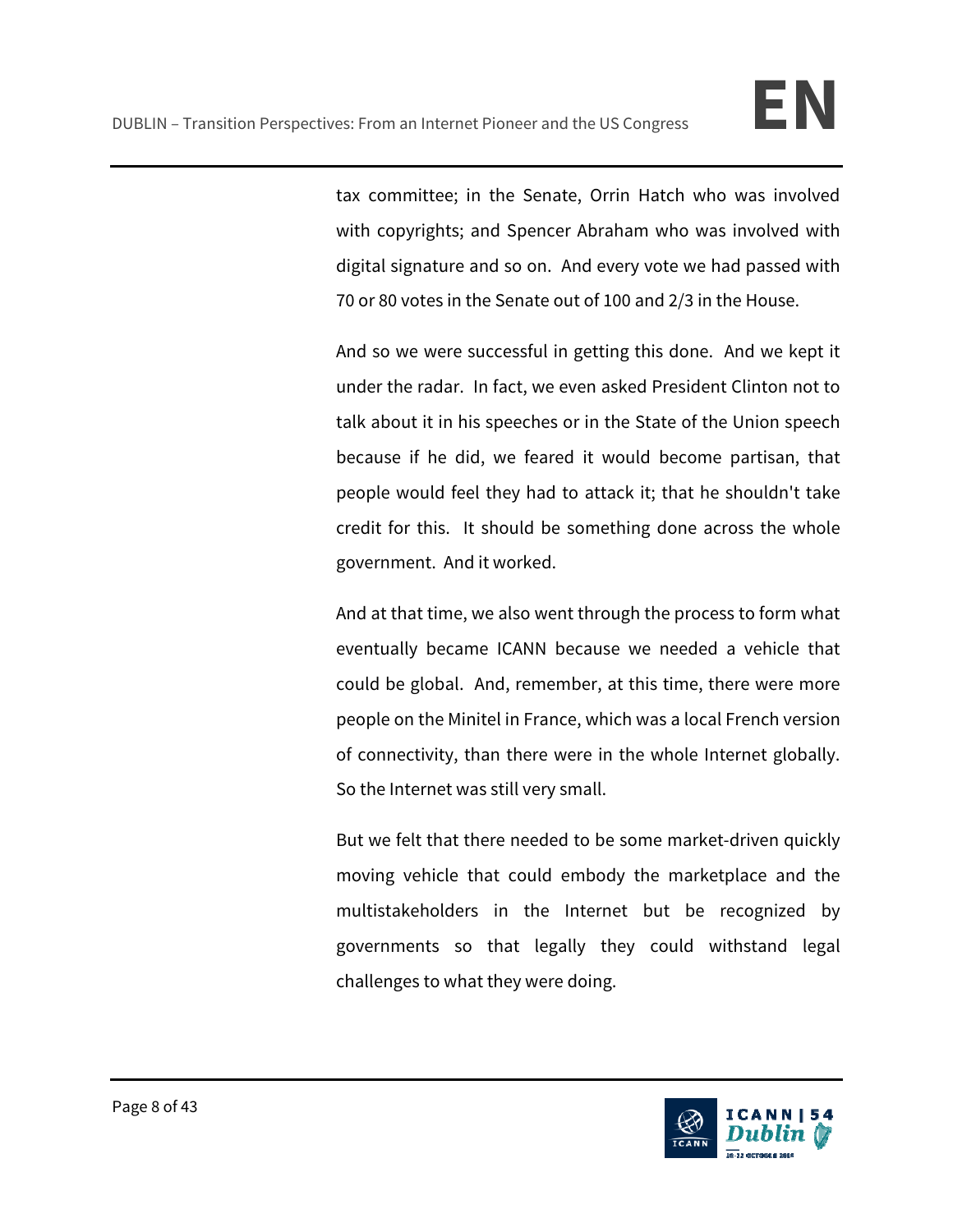tax committee; in the Senate, Orrin Hatch who was involved with copyrights; and Spencer Abraham who was involved with digital signature and so on. And every vote we had passed with 70 or 80 votes in the Senate out of 100 and 2/3 in the House.

And so we were successful in getting this done. And we kept it under the radar. In fact, we even asked President Clinton not to talk about it in his speeches or in the State of the Union speech because if he did, we feared it would become partisan, that people would feel they had to attack it; that he shouldn't take credit for this. It should be something done across the whole government. And it worked.

And at that time, we also went through the process to form what eventually became ICANN because we needed a vehicle that could be global. And, remember, at this time, there were more people on the Minitel in France, which was a local French version of connectivity, than there were in the whole Internet globally. So the Internet was still very small.

But we felt that there needed to be some market-driven quickly moving vehicle that could embody the marketplace and the multistakeholders in the Internet but be recognized by governments so that legally they could withstand legal challenges to what they were doing.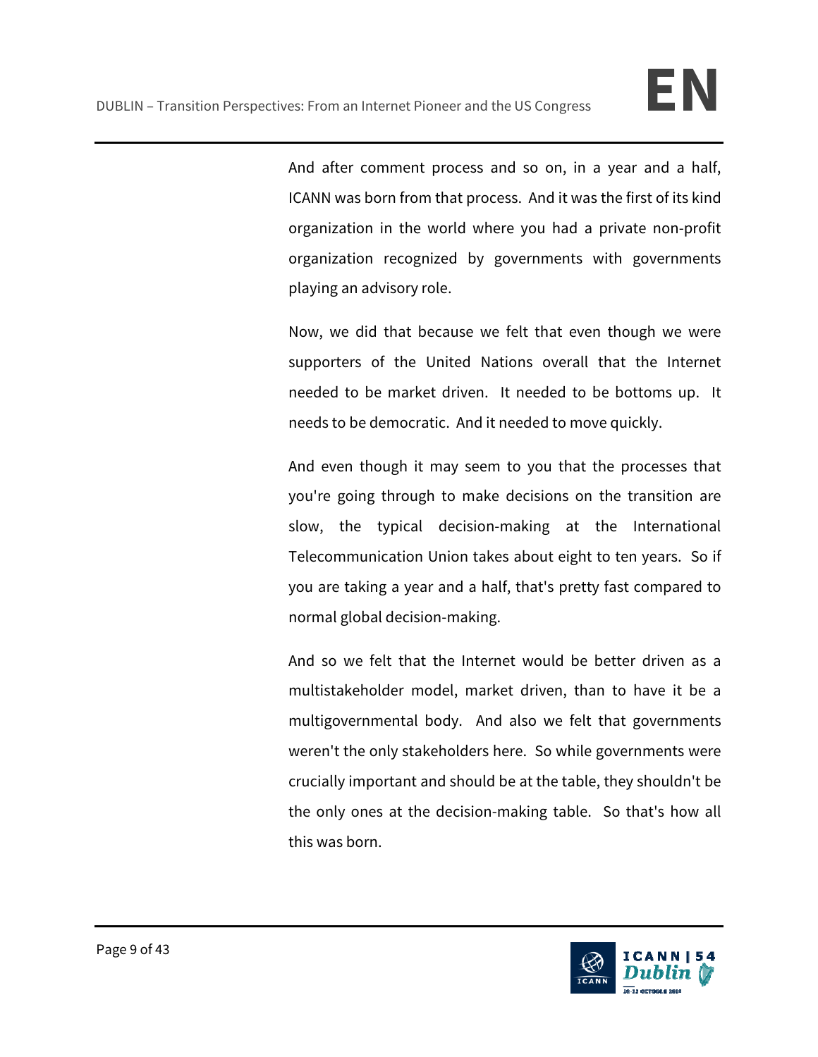And after comment process and so on, in a year and a half, ICANN was born from that process. And it was the first of its kind organization in the world where you had a private non-profit organization recognized by governments with governments playing an advisory role.

Now, we did that because we felt that even though we were supporters of the United Nations overall that the Internet needed to be market driven. It needed to be bottoms up. It needs to be democratic. And it needed to move quickly.

And even though it may seem to you that the processes that you're going through to make decisions on the transition are slow, the typical decision-making at the International Telecommunication Union takes about eight to ten years. So if you are taking a year and a half, that's pretty fast compared to normal global decision-making.

And so we felt that the Internet would be better driven as a multistakeholder model, market driven, than to have it be a multigovernmental body. And also we felt that governments weren't the only stakeholders here. So while governments were crucially important and should be at the table, they shouldn't be the only ones at the decision-making table. So that's how all this was born.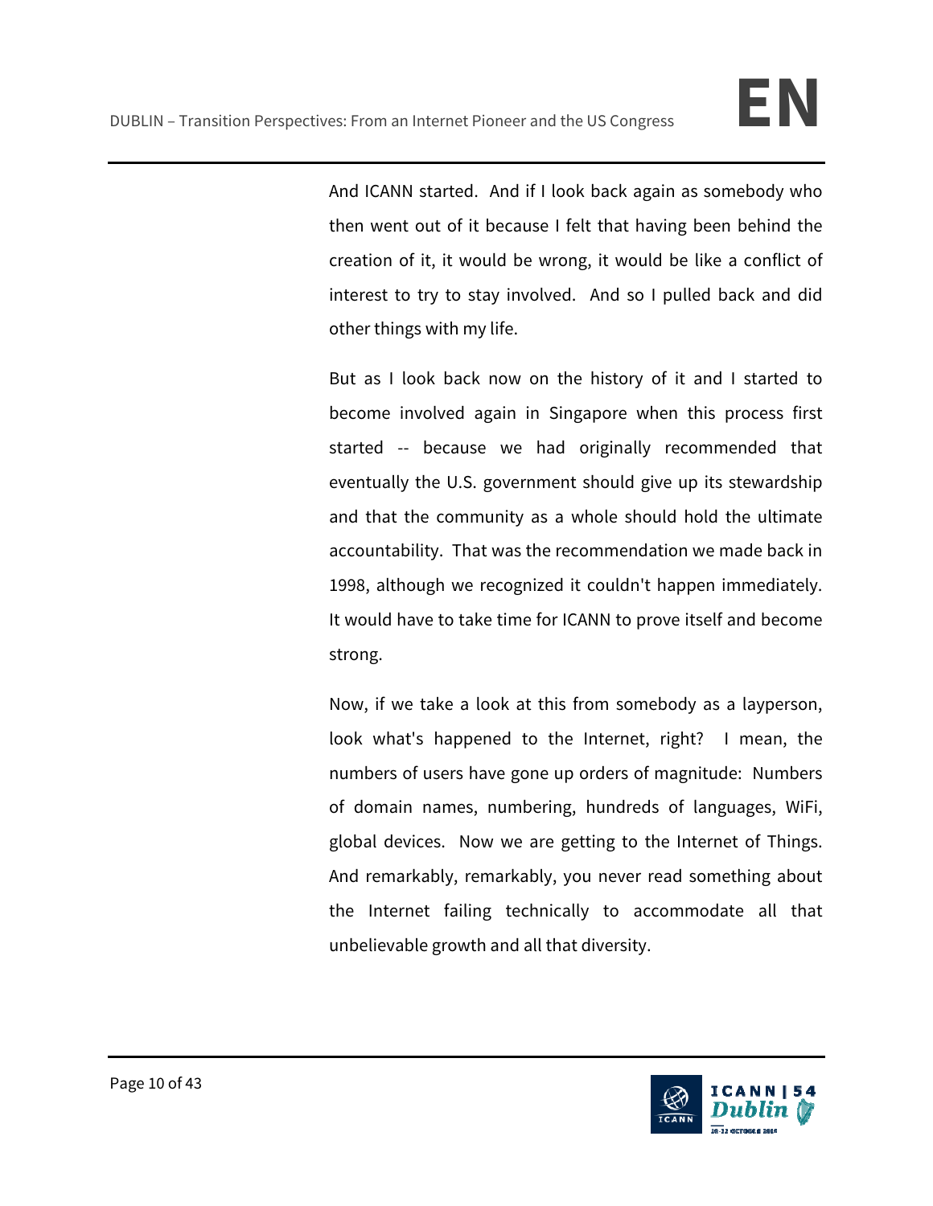And ICANN started. And if I look back again as somebody who then went out of it because I felt that having been behind the creation of it, it would be wrong, it would be like a conflict of interest to try to stay involved. And so I pulled back and did other things with my life.

But as I look back now on the history of it and I started to become involved again in Singapore when this process first started -- because we had originally recommended that eventually the U.S. government should give up its stewardship and that the community as a whole should hold the ultimate accountability. That was the recommendation we made back in 1998, although we recognized it couldn't happen immediately. It would have to take time for ICANN to prove itself and become strong.

Now, if we take a look at this from somebody as a layperson, look what's happened to the Internet, right? I mean, the numbers of users have gone up orders of magnitude: Numbers of domain names, numbering, hundreds of languages, WiFi, global devices. Now we are getting to the Internet of Things. And remarkably, remarkably, you never read something about the Internet failing technically to accommodate all that unbelievable growth and all that diversity.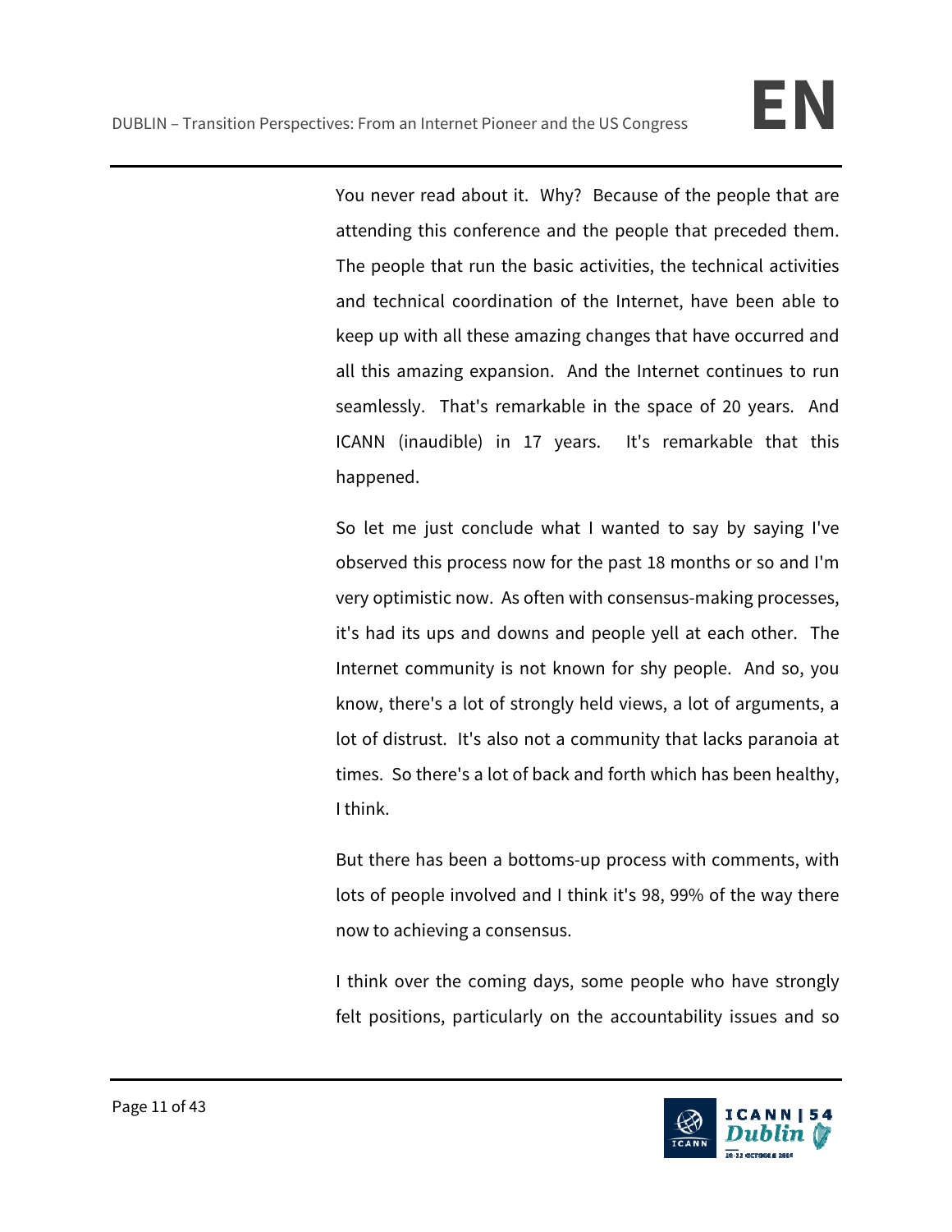You never read about it. Why? Because of the people that are attending this conference and the people that preceded them. The people that run the basic activities, the technical activities and technical coordination of the Internet, have been able to keep up with all these amazing changes that have occurred and all this amazing expansion. And the Internet continues to run seamlessly. That's remarkable in the space of 20 years. And ICANN (inaudible) in 17 years. It's remarkable that this happened.

So let me just conclude what I wanted to say by saying I've observed this process now for the past 18 months or so and I'm very optimistic now. As often with consensus-making processes, it's had its ups and downs and people yell at each other. The Internet community is not known for shy people. And so, you know, there's a lot of strongly held views, a lot of arguments, a lot of distrust. It's also not a community that lacks paranoia at times. So there's a lot of back and forth which has been healthy, I think.

But there has been a bottoms-up process with comments, with lots of people involved and I think it's 98, 99% of the way there now to achieving a consensus.

I think over the coming days, some people who have strongly felt positions, particularly on the accountability issues and so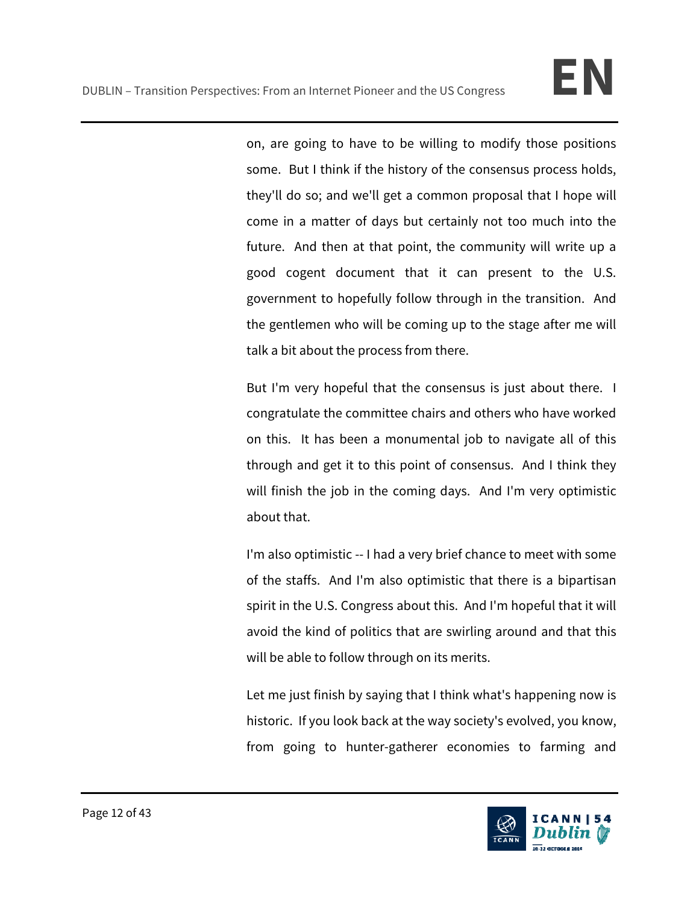on, are going to have to be willing to modify those positions some. But I think if the history of the consensus process holds, they'll do so; and we'll get a common proposal that I hope will come in a matter of days but certainly not too much into the future. And then at that point, the community will write up a good cogent document that it can present to the U.S. government to hopefully follow through in the transition. And the gentlemen who will be coming up to the stage after me will talk a bit about the process from there.

But I'm very hopeful that the consensus is just about there. I congratulate the committee chairs and others who have worked on this. It has been a monumental job to navigate all of this through and get it to this point of consensus. And I think they will finish the job in the coming days. And I'm very optimistic about that.

I'm also optimistic -- I had a very brief chance to meet with some of the staffs. And I'm also optimistic that there is a bipartisan spirit in the U.S. Congress about this. And I'm hopeful that it will avoid the kind of politics that are swirling around and that this will be able to follow through on its merits.

Let me just finish by saying that I think what's happening now is historic. If you look back at the way society's evolved, you know, from going to hunter-gatherer economies to farming and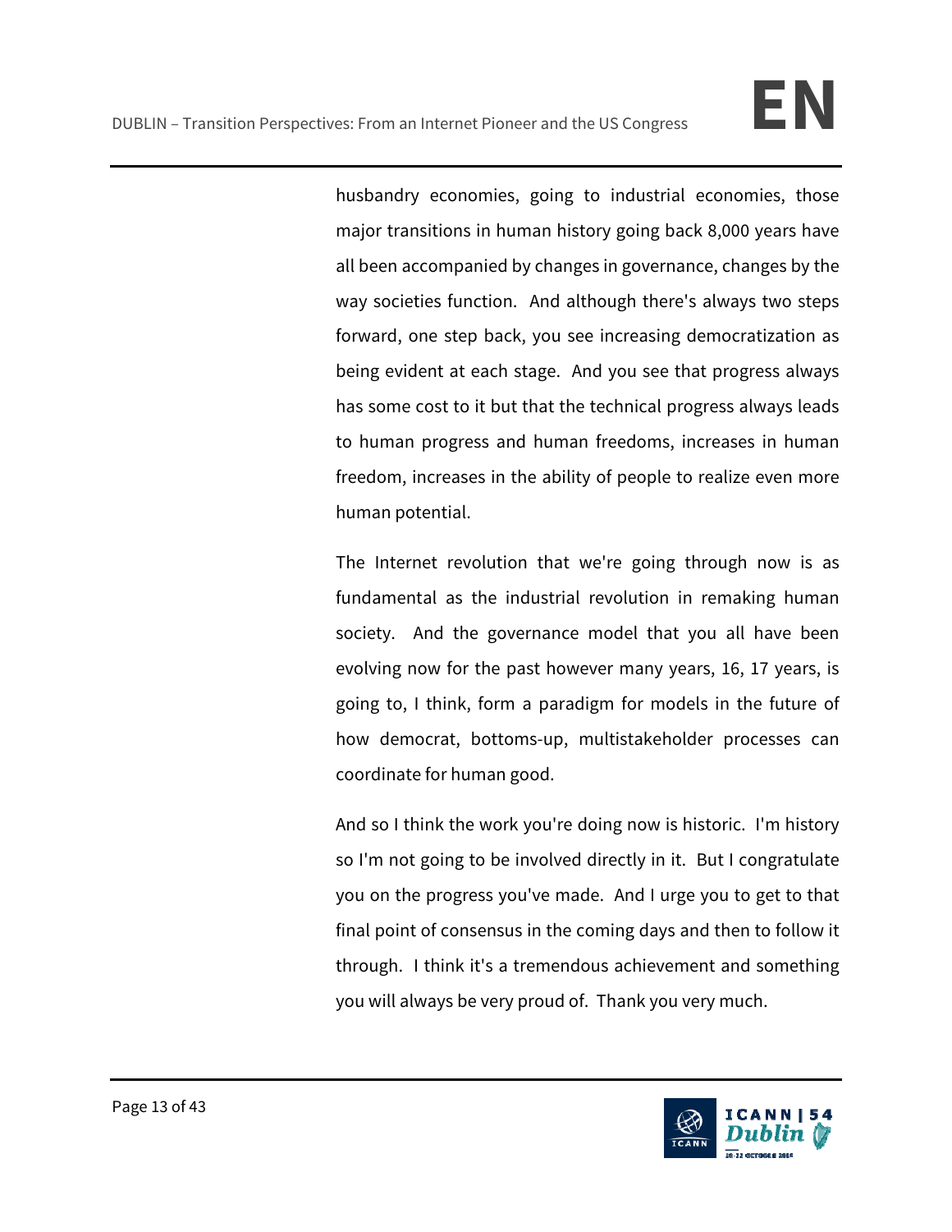husbandry economies, going to industrial economies, those major transitions in human history going back 8,000 years have all been accompanied by changes in governance, changes by the way societies function. And although there's always two steps forward, one step back, you see increasing democratization as being evident at each stage. And you see that progress always has some cost to it but that the technical progress always leads to human progress and human freedoms, increases in human freedom, increases in the ability of people to realize even more human potential.

The Internet revolution that we're going through now is as fundamental as the industrial revolution in remaking human society. And the governance model that you all have been evolving now for the past however many years, 16, 17 years, is going to, I think, form a paradigm for models in the future of how democrat, bottoms-up, multistakeholder processes can coordinate for human good.

And so I think the work you're doing now is historic. I'm history so I'm not going to be involved directly in it. But I congratulate you on the progress you've made. And I urge you to get to that final point of consensus in the coming days and then to follow it through. I think it's a tremendous achievement and something you will always be very proud of. Thank you very much.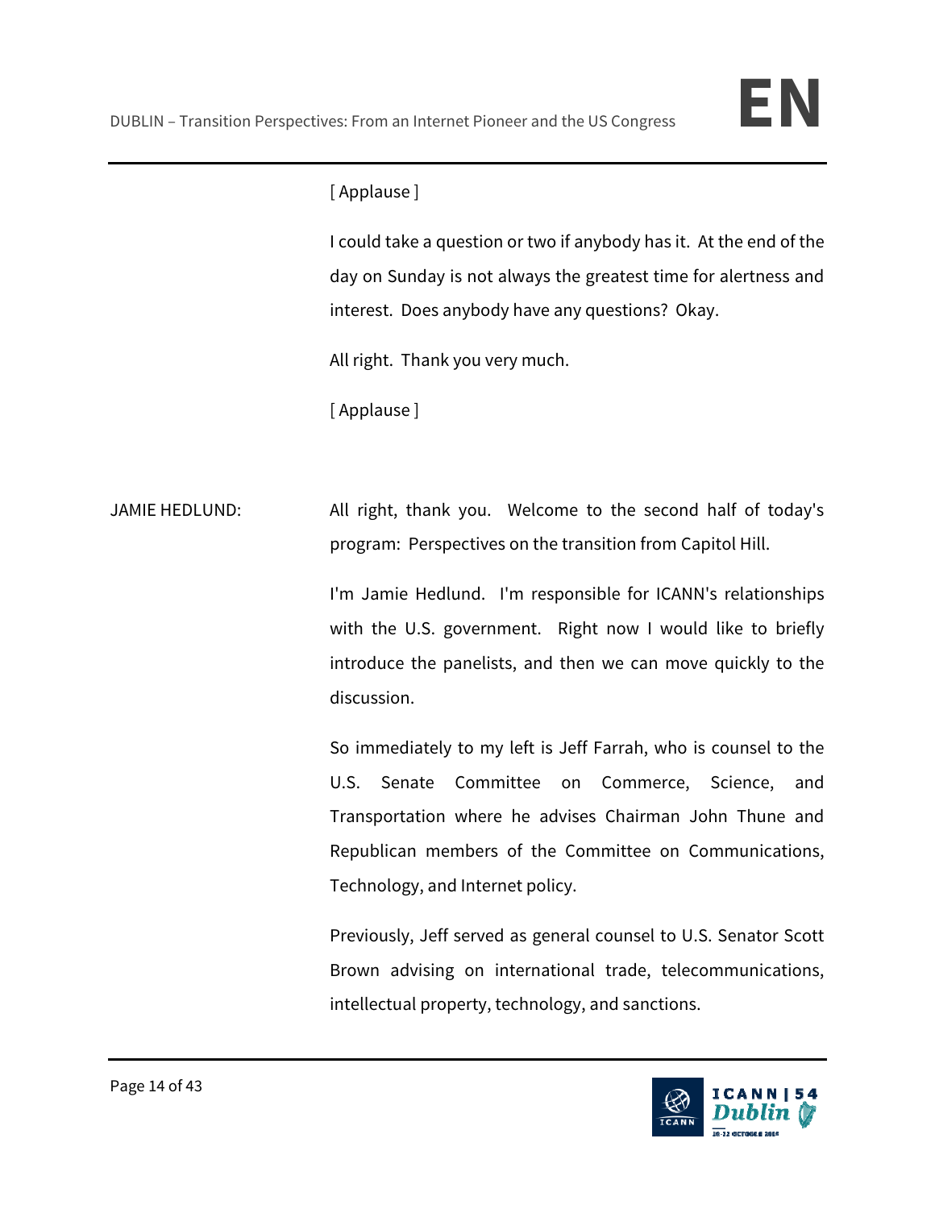[ Applause ]

I could take a question or two if anybody has it. At the end of the day on Sunday is not always the greatest time for alertness and interest. Does anybody have any questions? Okay.

All right. Thank you very much.

[ Applause ]

JAMIE HEDLUND: All right, thank you. Welcome to the second half of today's program: Perspectives on the transition from Capitol Hill.

I'm Jamie Hedlund. I'm responsible for ICANN's relationships with the U.S. government. Right now I would like to briefly introduce the panelists, and then we can move quickly to the discussion.

So immediately to my left is Jeff Farrah, who is counsel to the U.S. Senate Committee on Commerce, Science, and Transportation where he advises Chairman John Thune and Republican members of the Committee on Communications, Technology, and Internet policy.

Previously, Jeff served as general counsel to U.S. Senator Scott Brown advising on international trade, telecommunications, intellectual property, technology, and sanctions.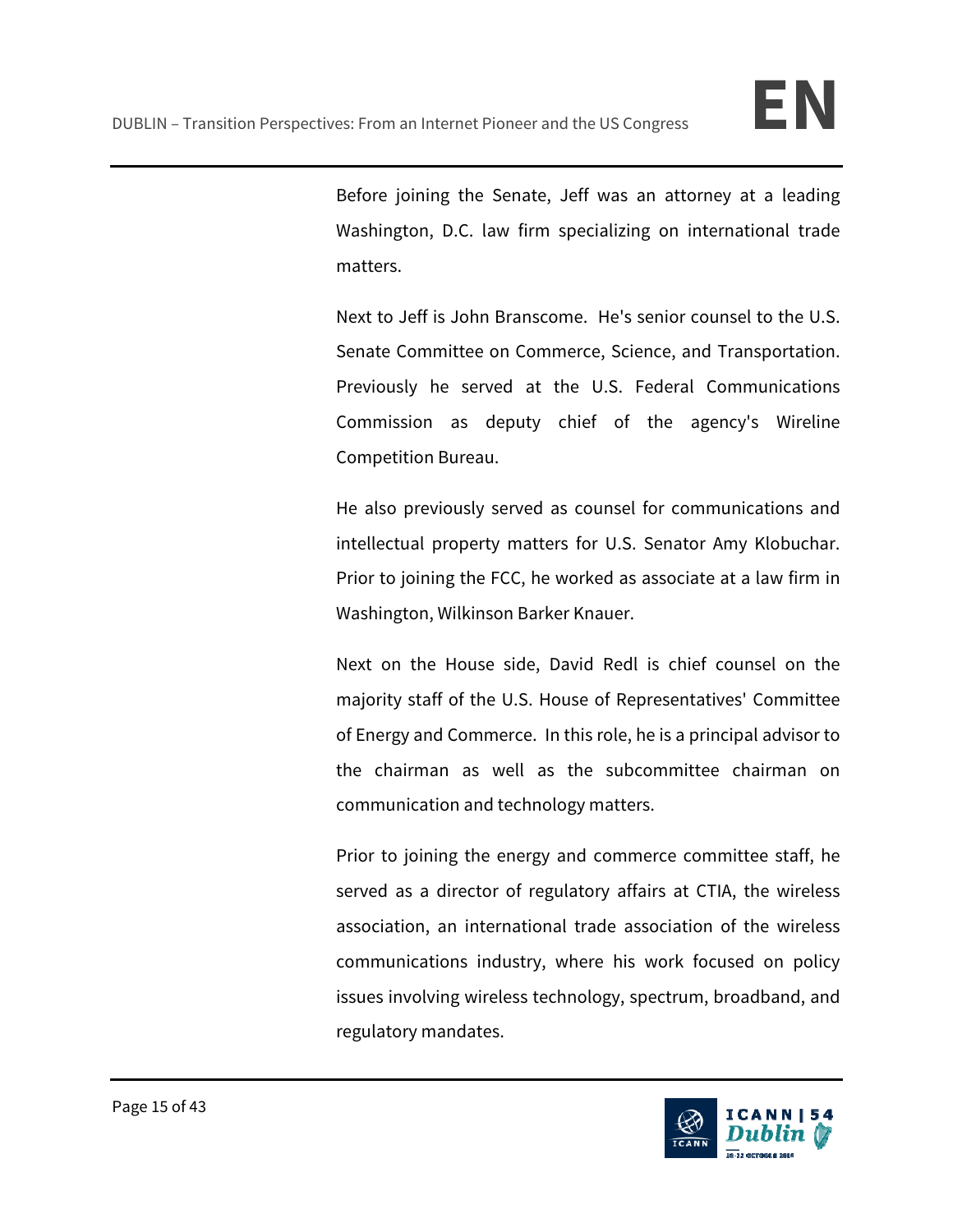Before joining the Senate, Jeff was an attorney at a leading Washington, D.C. law firm specializing on international trade matters.

Next to Jeff is John Branscome. He's senior counsel to the U.S. Senate Committee on Commerce, Science, and Transportation. Previously he served at the U.S. Federal Communications Commission as deputy chief of the agency's Wireline Competition Bureau.

He also previously served as counsel for communications and intellectual property matters for U.S. Senator Amy Klobuchar. Prior to joining the FCC, he worked as associate at a law firm in Washington, Wilkinson Barker Knauer.

Next on the House side, David Redl is chief counsel on the majority staff of the U.S. House of Representatives' Committee of Energy and Commerce. In this role, he is a principal advisor to the chairman as well as the subcommittee chairman on communication and technology matters.

Prior to joining the energy and commerce committee staff, he served as a director of regulatory affairs at CTIA, the wireless association, an international trade association of the wireless communications industry, where his work focused on policy issues involving wireless technology, spectrum, broadband, and regulatory mandates.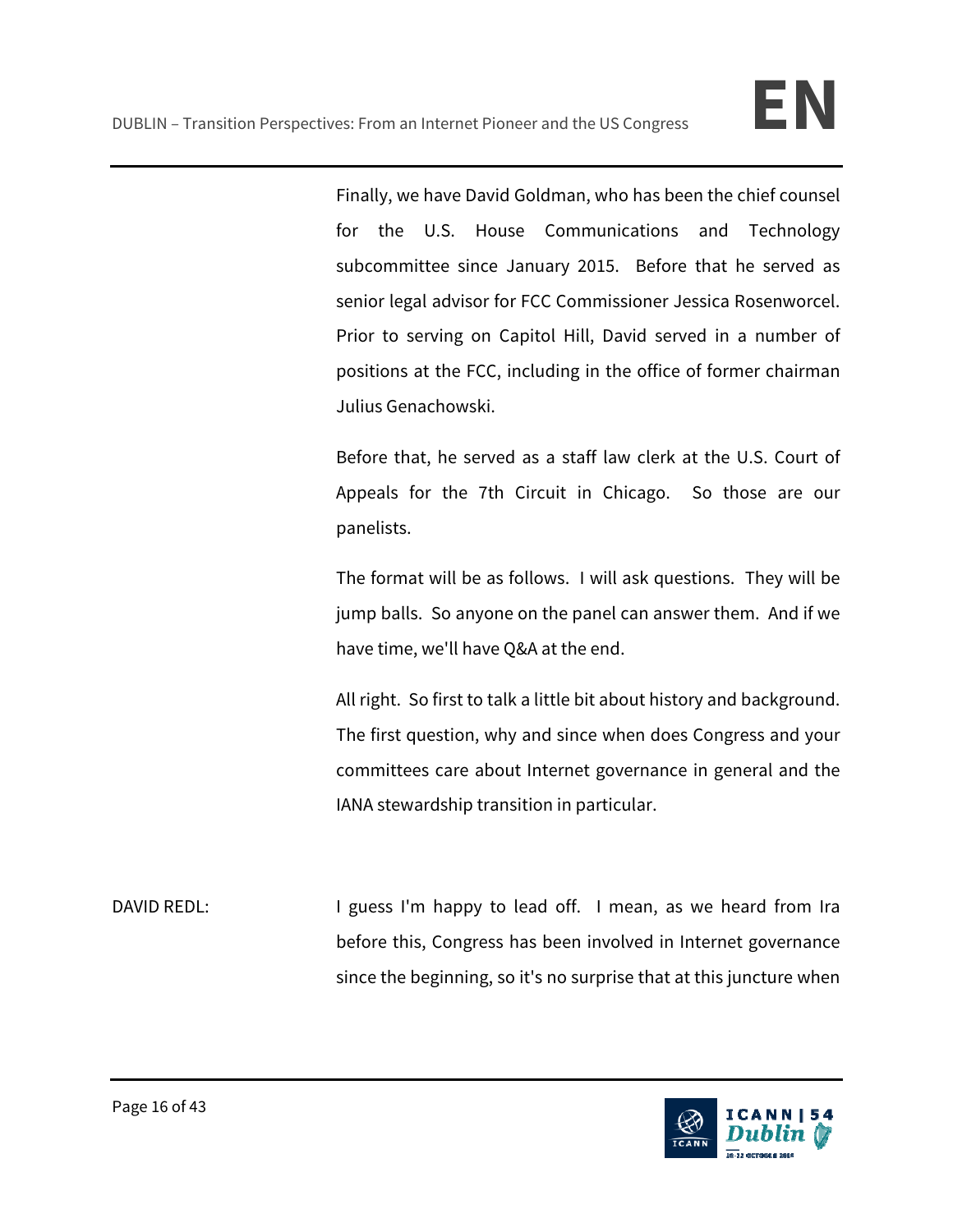Finally, we have David Goldman, who has been the chief counsel for the U.S. House Communications and Technology subcommittee since January 2015. Before that he served as senior legal advisor for FCC Commissioner Jessica Rosenworcel. Prior to serving on Capitol Hill, David served in a number of positions at the FCC, including in the office of former chairman Julius Genachowski.

Before that, he served as a staff law clerk at the U.S. Court of Appeals for the 7th Circuit in Chicago. So those are our panelists.

The format will be as follows. I will ask questions. They will be jump balls. So anyone on the panel can answer them. And if we have time, we'll have Q&A at the end.

All right. So first to talk a little bit about history and background. The first question, why and since when does Congress and your committees care about Internet governance in general and the IANA stewardship transition in particular.

DAVID REDL: I guess I'm happy to lead off. I mean, as we heard from Ira before this, Congress has been involved in Internet governance since the beginning, so it's no surprise that at this juncture when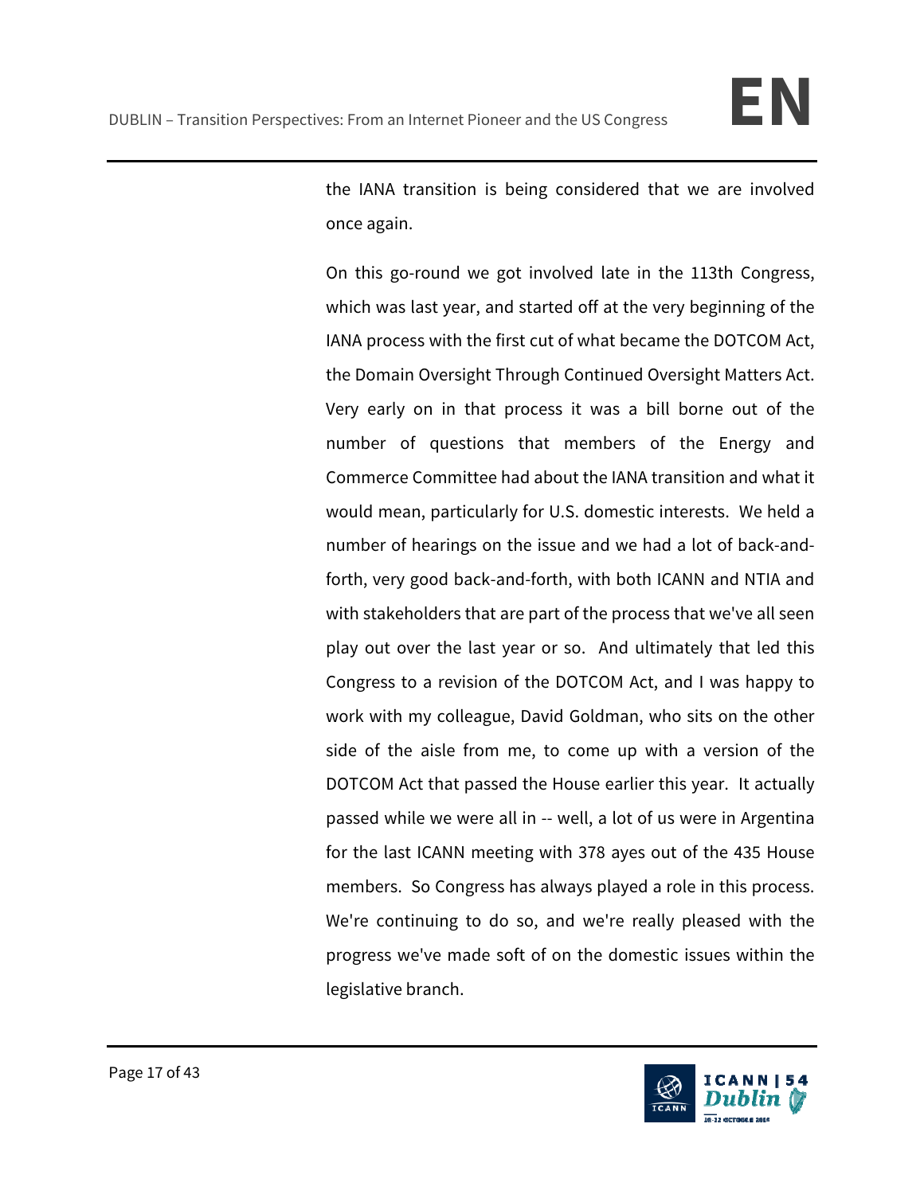the IANA transition is being considered that we are involved once again.

On this go-round we got involved late in the 113th Congress, which was last year, and started off at the very beginning of the IANA process with the first cut of what became the DOTCOM Act, the Domain Oversight Through Continued Oversight Matters Act. Very early on in that process it was a bill borne out of the number of questions that members of the Energy and Commerce Committee had about the IANA transition and what it would mean, particularly for U.S. domestic interests. We held a number of hearings on the issue and we had a lot of back-and-forth, very good back-and-forth, with both ICANN and NTIA and with stakeholders that are part of the process that we've all seen play out over the last year or so. And ultimately that led this Congress to a revision of the DOTCOM Act, and I was happy to work with my colleague, David Goldman, who sits on the other side of the aisle from me, to come up with a version of the DOTCOM Act that passed the House earlier this year. It actually passed while we were all in -- well, a lot of us were in Argentina for the last ICANN meeting with 378 ayes out of the 435 House members. So Congress has always played a role in this process. We're continuing to do so, and we're really pleased with the progress we've made soft of on the domestic issues within the legislative branch.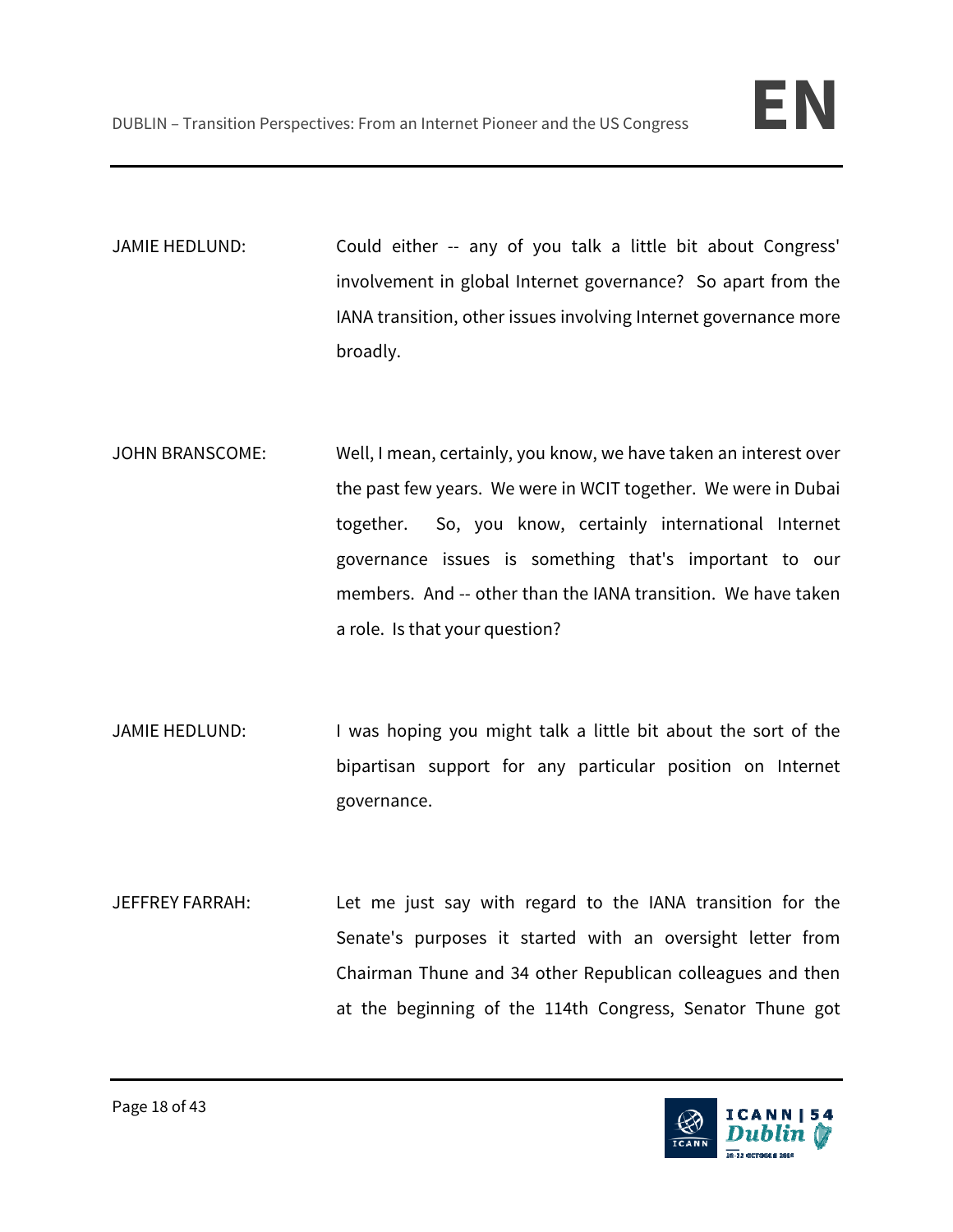JAMIE HEDLUND: Could either -- any of you talk a little bit about Congress' involvement in global Internet governance? So apart from the IANA transition, other issues involving Internet governance more broadly.

JOHN BRANSCOME: Well, I mean, certainly, you know, we have taken an interest over the past few years. We were in WCIT together. We were in Dubai together. So, you know, certainly international Internet governance issues is something that's important to our members. And -- other than the IANA transition. We have taken a role. Is that your question?

JAMIE HEDLUND: I was hoping you might talk a little bit about the sort of the bipartisan support for any particular position on Internet governance.

JEFFREY FARRAH: Let me just say with regard to the IANA transition for the Senate's purposes it started with an oversight letter from Chairman Thune and 34 other Republican colleagues and then at the beginning of the 114th Congress, Senator Thune got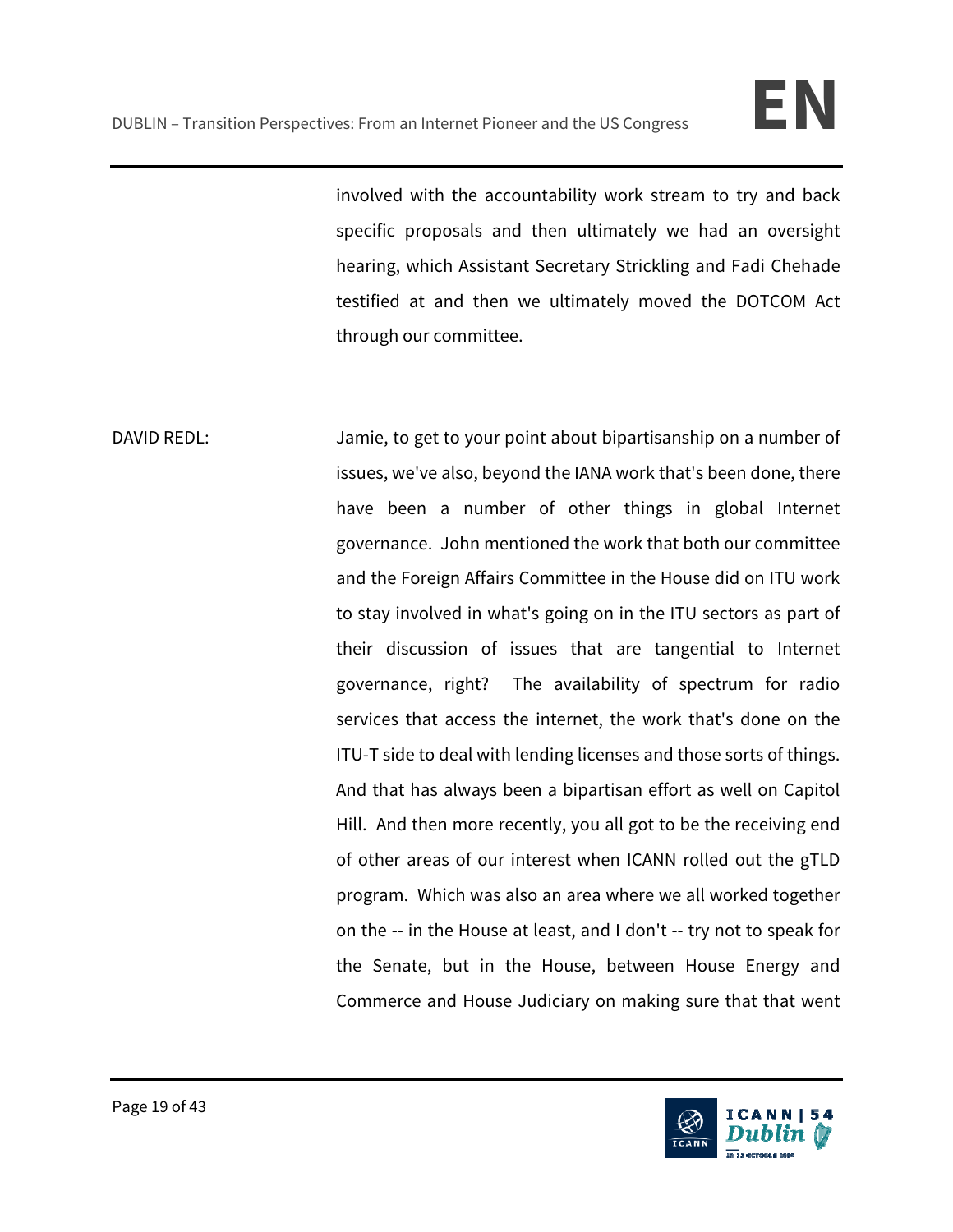involved with the accountability work stream to try and back specific proposals and then ultimately we had an oversight hearing, which Assistant Secretary Strickling and Fadi Chehade testified at and then we ultimately moved the DOTCOM Act through our committee.

DAVID REDL: Jamie, to get to your point about bipartisanship on a number of issues, we've also, beyond the IANA work that's been done, there have been a number of other things in global Internet governance. John mentioned the work that both our committee and the Foreign Affairs Committee in the House did on ITU work to stay involved in what's going on in the ITU sectors as part of their discussion of issues that are tangential to Internet governance, right? The availability of spectrum for radio services that access the internet, the work that's done on the ITU-T side to deal with lending licenses and those sorts of things. And that has always been a bipartisan effort as well on Capitol Hill. And then more recently, you all got to be the receiving end of other areas of our interest when ICANN rolled out the gTLD program. Which was also an area where we all worked together on the -- in the House at least, and I don't -- try not to speak for the Senate, but in the House, between House Energy and Commerce and House Judiciary on making sure that that went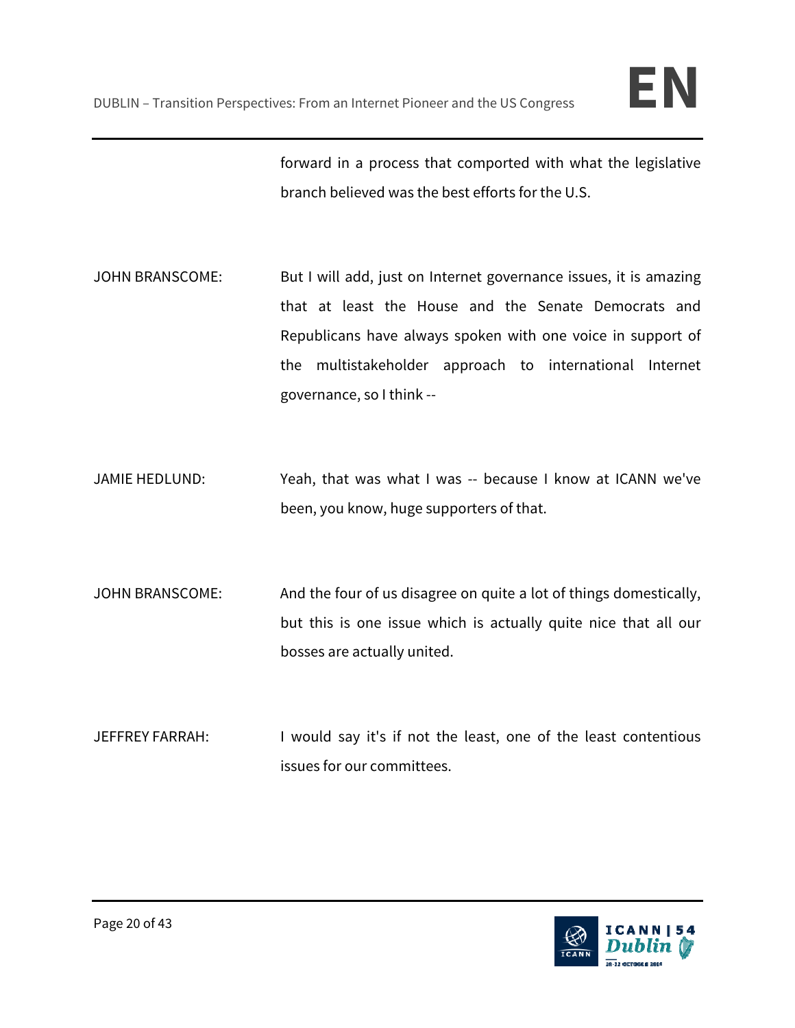forward in a process that comported with what the legislative branch believed was the best efforts for the U.S.

JOHN BRANSCOME: But I will add, just on Internet governance issues, it is amazing that at least the House and the Senate Democrats and Republicans have always spoken with one voice in support of the multistakeholder approach to international Internet governance, so I think --

JAMIE HEDLUND: Yeah, that was what I was -- because I know at ICANN we've been, you know, huge supporters of that.

JOHN BRANSCOME: And the four of us disagree on quite a lot of things domestically, but this is one issue which is actually quite nice that all our bosses are actually united.

JEFFREY FARRAH: I would say it's if not the least, one of the least contentious issues for our committees.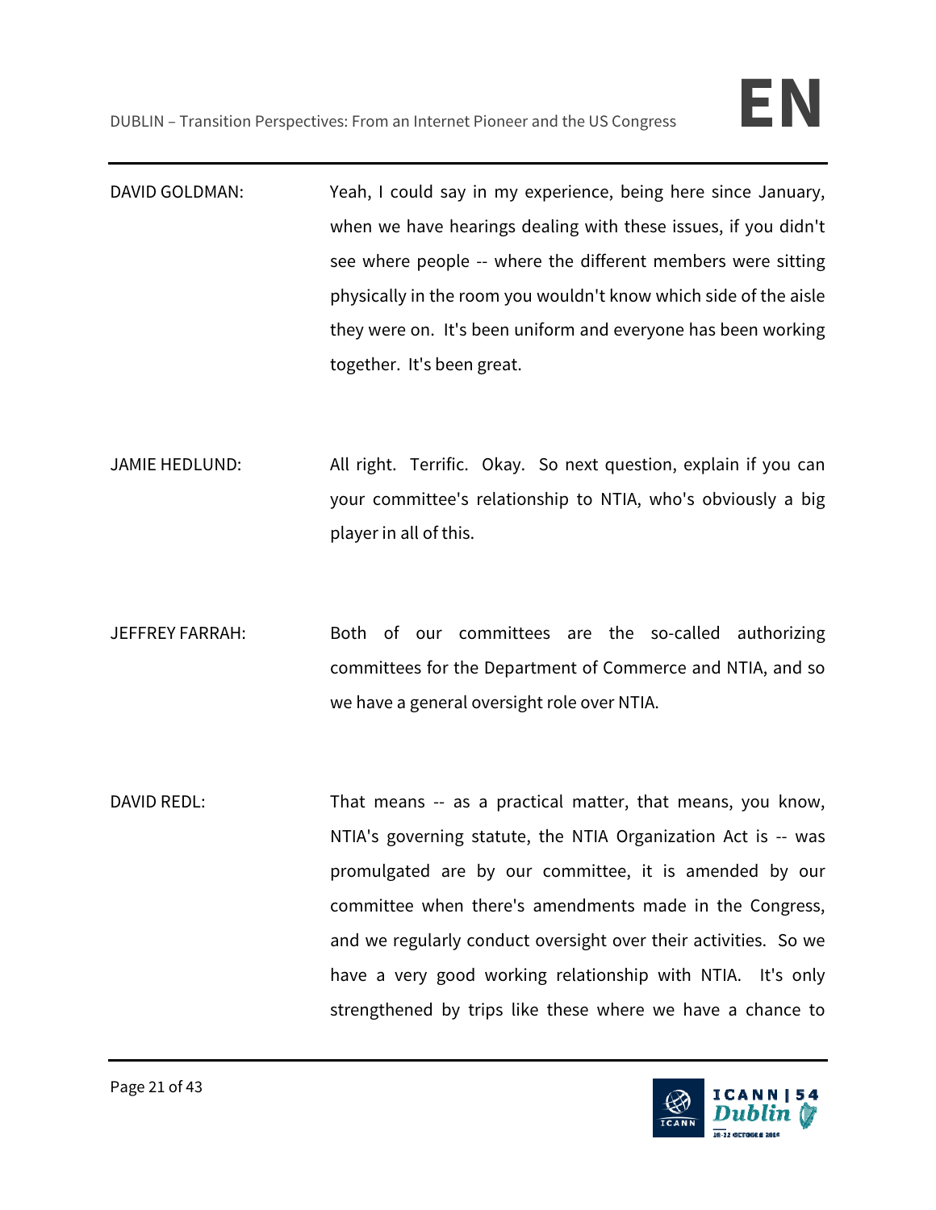DAVID GOLDMAN: Yeah, I could say in my experience, being here since January, when we have hearings dealing with these issues, if you didn't see where people -- where the different members were sitting physically in the room you wouldn't know which side of the aisle they were on. It's been uniform and everyone has been working together. It's been great.

JAMIE HEDLUND: All right. Terrific. Okay. So next question, explain if you can your committee's relationship to NTIA, who's obviously a big player in all of this.

JEFFREY FARRAH: Both of our committees are the so-called authorizing committees for the Department of Commerce and NTIA, and so we have a general oversight role over NTIA.

DAVID REDL: That means -- as a practical matter, that means, you know, NTIA's governing statute, the NTIA Organization Act is -- was promulgated are by our committee, it is amended by our committee when there's amendments made in the Congress, and we regularly conduct oversight over their activities. So we have a very good working relationship with NTIA. It's only strengthened by trips like these where we have a chance to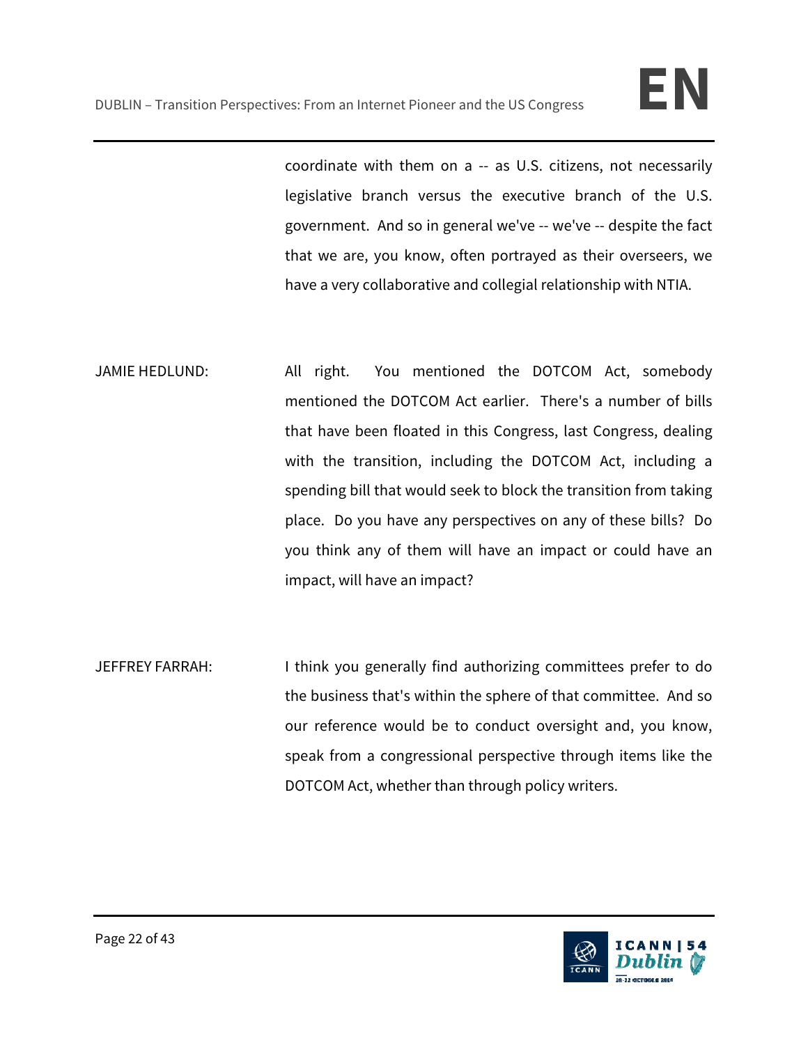coordinate with them on a -- as U.S. citizens, not necessarily legislative branch versus the executive branch of the U.S. government. And so in general we've -- we've -- despite the fact that we are, you know, often portrayed as their overseers, we have a very collaborative and collegial relationship with NTIA.

JAMIE HEDLUND: All right. You mentioned the DOTCOM Act, somebody mentioned the DOTCOM Act earlier. There's a number of bills that have been floated in this Congress, last Congress, dealing with the transition, including the DOTCOM Act, including a spending bill that would seek to block the transition from taking place. Do you have any perspectives on any of these bills? Do you think any of them will have an impact or could have an impact, will have an impact?

JEFFREY FARRAH: I think you generally find authorizing committees prefer to do the business that's within the sphere of that committee. And so our reference would be to conduct oversight and, you know, speak from a congressional perspective through items like the DOTCOM Act, whether than through policy writers.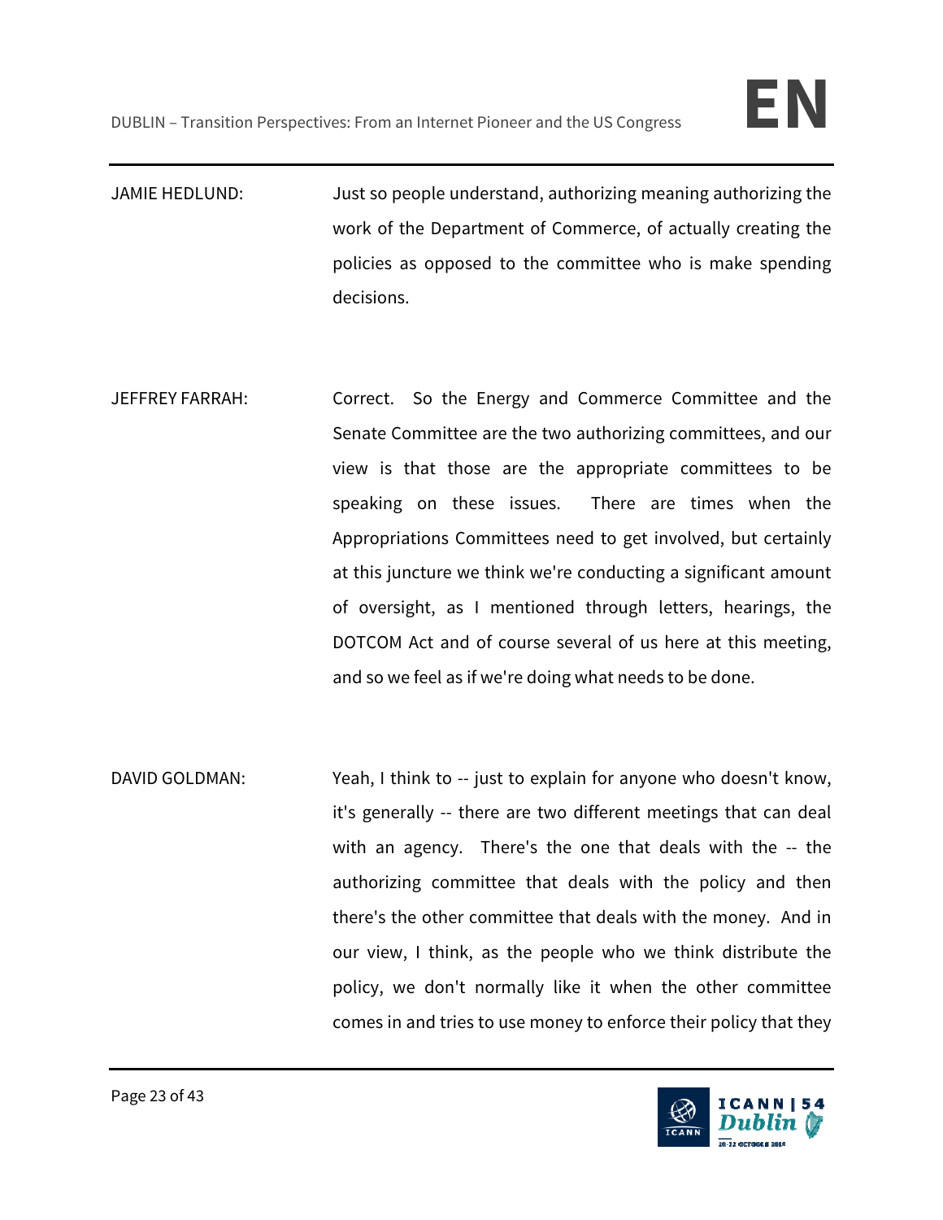JAMIE HEDLUND: Just so people understand, authorizing meaning authorizing the work of the Department of Commerce, of actually creating the policies as opposed to the committee who is make spending decisions.

JEFFREY FARRAH: Correct. So the Energy and Commerce Committee and the Senate Committee are the two authorizing committees, and our view is that those are the appropriate committees to be speaking on these issues. There are times when the Appropriations Committees need to get involved, but certainly at this juncture we think we're conducting a significant amount of oversight, as I mentioned through letters, hearings, the DOTCOM Act and of course several of us here at this meeting, and so we feel as if we're doing what needs to be done.

DAVID GOLDMAN: Yeah, I think to -- just to explain for anyone who doesn't know, it's generally -- there are two different meetings that can deal with an agency. There's the one that deals with the -- the authorizing committee that deals with the policy and then there's the other committee that deals with the money. And in our view, I think, as the people who we think distribute the policy, we don't normally like it when the other committee comes in and tries to use money to enforce their policy that they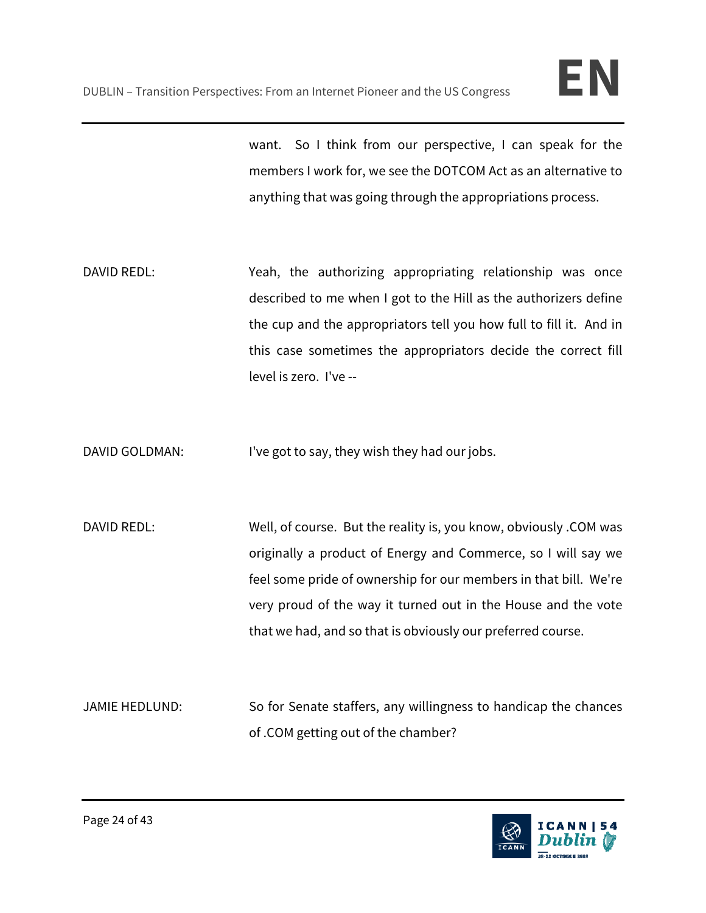want. So I think from our perspective, I can speak for the members I work for, we see the DOTCOM Act as an alternative to anything that was going through the appropriations process.

DAVID REDL: Yeah, the authorizing appropriating relationship was once described to me when I got to the Hill as the authorizers define the cup and the appropriators tell you how full to fill it. And in this case sometimes the appropriators decide the correct fill level is zero. I've --

DAVID GOLDMAN: I've got to say, they wish they had our jobs.

DAVID REDL: Well, of course. But the reality is, you know, obviously .COM was originally a product of Energy and Commerce, so I will say we feel some pride of ownership for our members in that bill. We're very proud of the way it turned out in the House and the vote that we had, and so that is obviously our preferred course.

JAMIE HEDLUND: So for Senate staffers, any willingness to handicap the chances of .COM getting out of the chamber?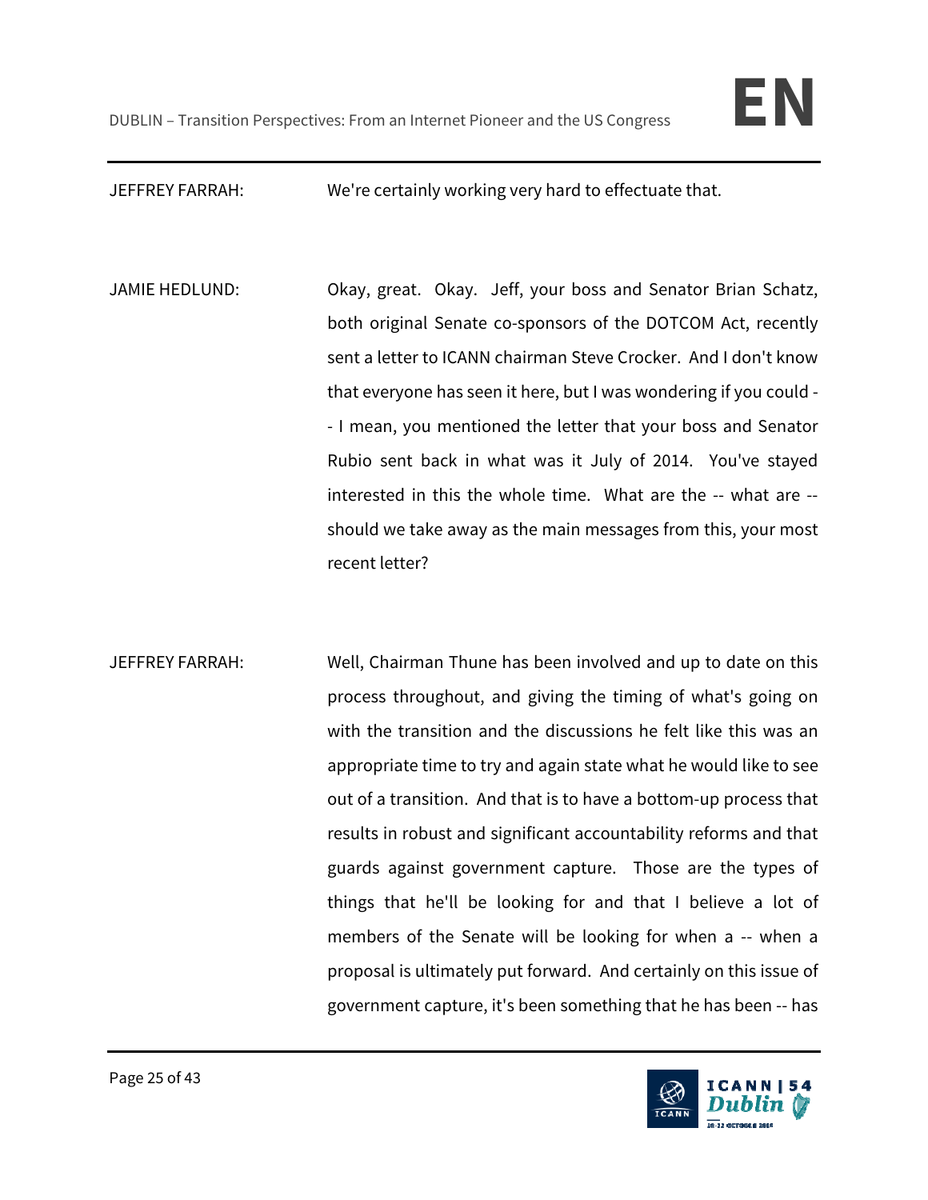JEFFREY FARRAH: We're certainly working very hard to effectuate that.

JAMIE HEDLUND: Okay, great. Okay. Jeff, your boss and Senator Brian Schatz, both original Senate co-sponsors of the DOTCOM Act, recently sent a letter to ICANN chairman Steve Crocker. And I don't know that everyone has seen it here, but I was wondering if you could -- I mean, you mentioned the letter that your boss and Senator Rubio sent back in what was it July of 2014. You've stayed interested in this the whole time. What are the -- what are -- should we take away as the main messages from this, your most recent letter?

JEFFREY FARRAH: Well, Chairman Thune has been involved and up to date on this process throughout, and giving the timing of what's going on with the transition and the discussions he felt like this was an appropriate time to try and again state what he would like to see out of a transition. And that is to have a bottom-up process that results in robust and significant accountability reforms and that guards against government capture. Those are the types of things that he'll be looking for and that I believe a lot of members of the Senate will be looking for when a -- when a proposal is ultimately put forward. And certainly on this issue of government capture, it's been something that he has been -- has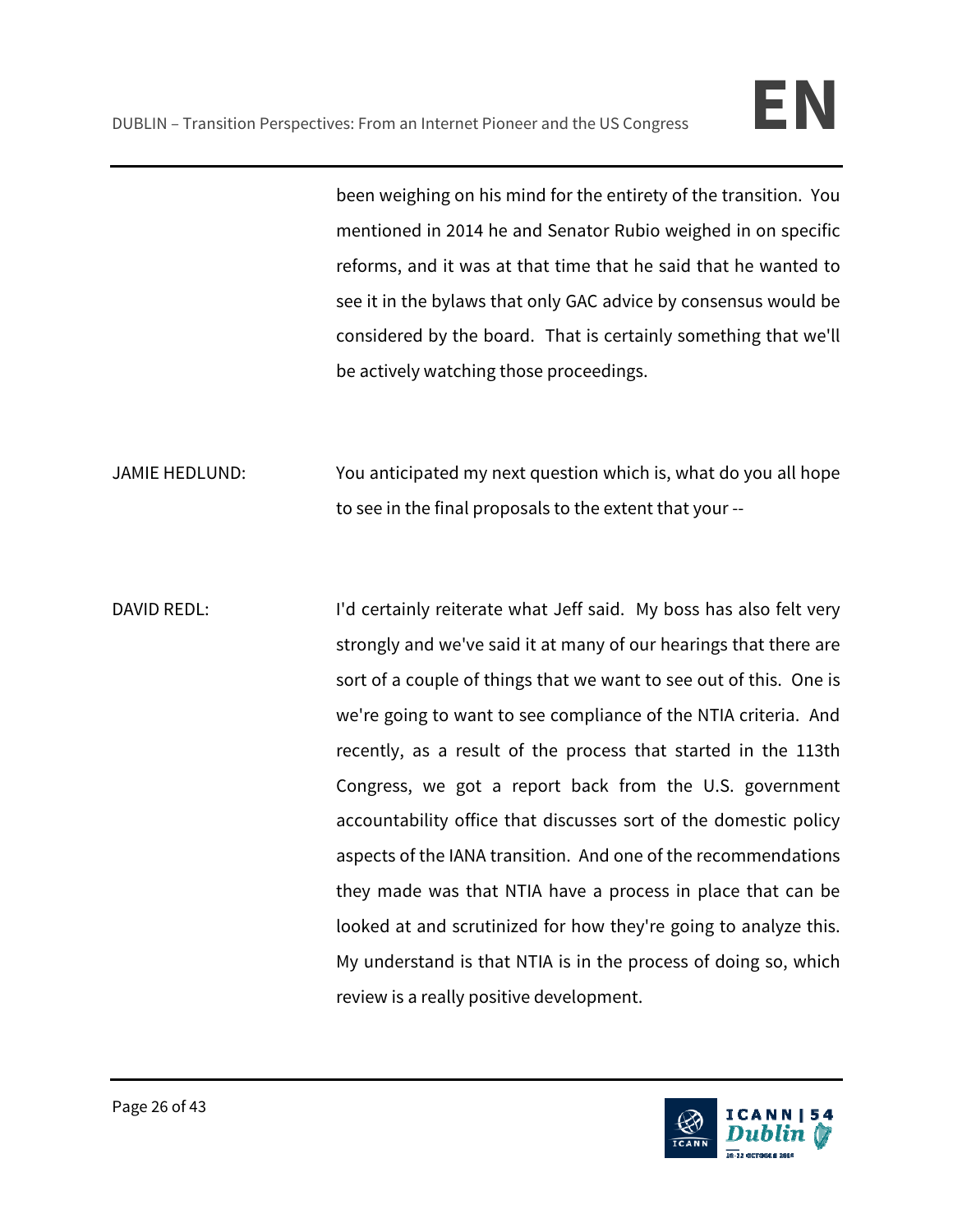been weighing on his mind for the entirety of the transition. You mentioned in 2014 he and Senator Rubio weighed in on specific reforms, and it was at that time that he said that he wanted to see it in the bylaws that only GAC advice by consensus would be considered by the board. That is certainly something that we'll be actively watching those proceedings.

JAMIE HEDLUND: You anticipated my next question which is, what do you all hope to see in the final proposals to the extent that your --

DAVID REDL: I'd certainly reiterate what Jeff said. My boss has also felt very strongly and we've said it at many of our hearings that there are sort of a couple of things that we want to see out of this. One is we're going to want to see compliance of the NTIA criteria. And recently, as a result of the process that started in the 113th Congress, we got a report back from the U.S. government accountability office that discusses sort of the domestic policy aspects of the IANA transition. And one of the recommendations they made was that NTIA have a process in place that can be looked at and scrutinized for how they're going to analyze this. My understand is that NTIA is in the process of doing so, which review is a really positive development.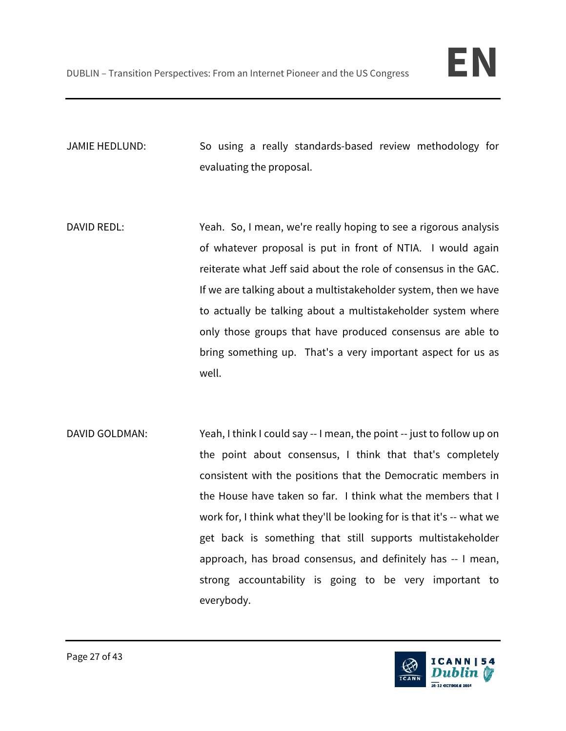JAMIE HEDLUND: So using a really standards-based review methodology for evaluating the proposal.

DAVID REDL: Yeah. So, I mean, we're really hoping to see a rigorous analysis of whatever proposal is put in front of NTIA. I would again reiterate what Jeff said about the role of consensus in the GAC. If we are talking about a multistakeholder system, then we have to actually be talking about a multistakeholder system where only those groups that have produced consensus are able to bring something up. That's a very important aspect for us as well.

DAVID GOLDMAN: Yeah, I think I could say -- I mean, the point -- just to follow up on the point about consensus, I think that that's completely consistent with the positions that the Democratic members in the House have taken so far. I think what the members that I work for, I think what they'll be looking for is that it's -- what we get back is something that still supports multistakeholder approach, has broad consensus, and definitely has -- I mean, strong accountability is going to be very important to everybody.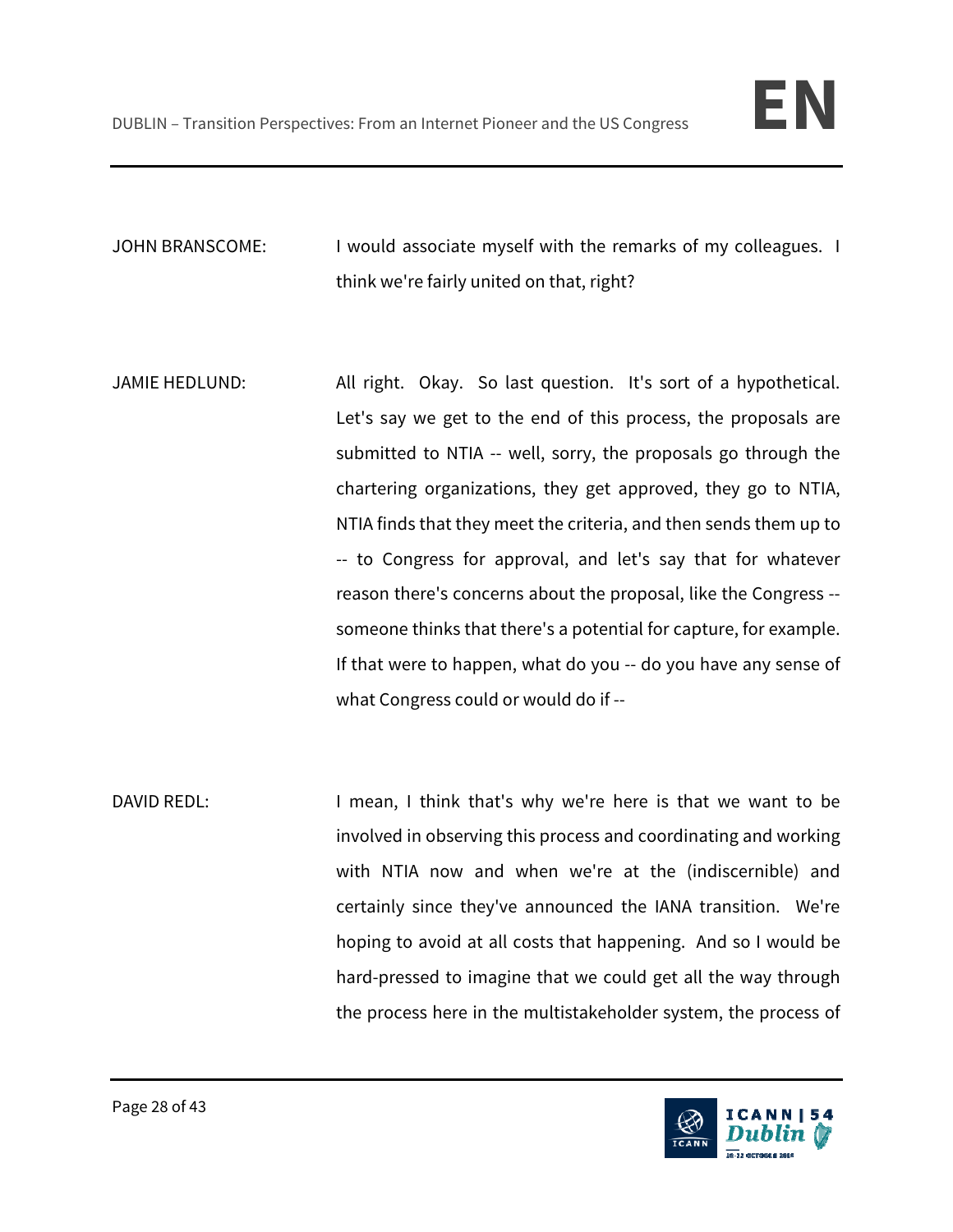JOHN BRANSCOME: I would associate myself with the remarks of my colleagues. I think we're fairly united on that, right?

JAMIE HEDLUND: All right. Okay. So last question. It's sort of a hypothetical. Let's say we get to the end of this process, the proposals are submitted to NTIA -- well, sorry, the proposals go through the chartering organizations, they get approved, they go to NTIA, NTIA finds that they meet the criteria, and then sends them up to -- to Congress for approval, and let's say that for whatever reason there's concerns about the proposal, like the Congress -- someone thinks that there's a potential for capture, for example. If that were to happen, what do you -- do you have any sense of what Congress could or would do if --

DAVID REDL: I mean, I think that's why we're here is that we want to be involved in observing this process and coordinating and working with NTIA now and when we're at the (indiscernible) and certainly since they've announced the IANA transition. We're hoping to avoid at all costs that happening. And so I would be hard-pressed to imagine that we could get all the way through the process here in the multistakeholder system, the process of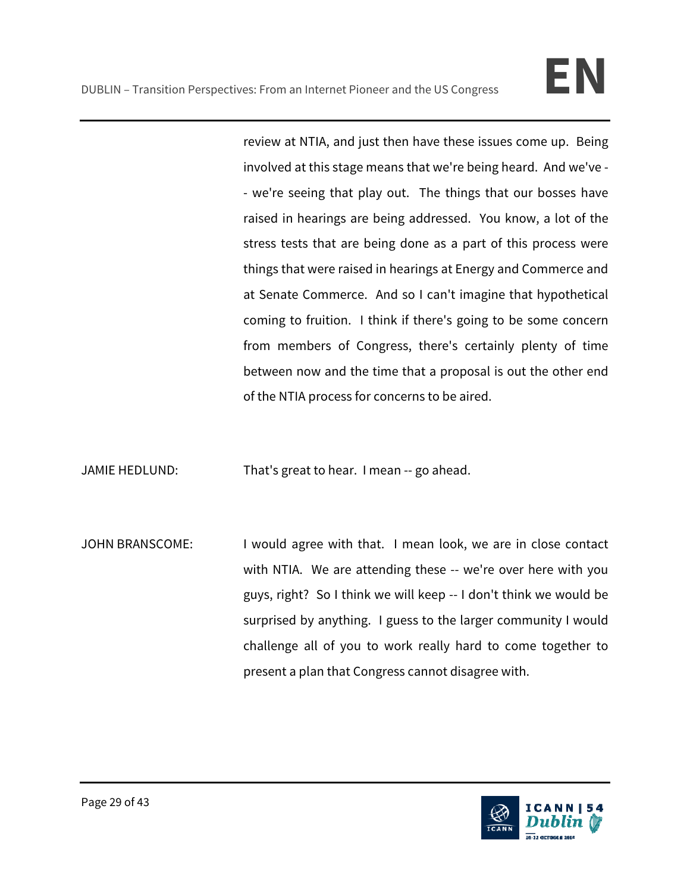review at NTIA, and just then have these issues come up. Being involved at this stage means that we're being heard. And we've -- we're seeing that play out. The things that our bosses have raised in hearings are being addressed. You know, a lot of the stress tests that are being done as a part of this process were things that were raised in hearings at Energy and Commerce and at Senate Commerce. And so I can't imagine that hypothetical coming to fruition. I think if there's going to be some concern from members of Congress, there's certainly plenty of time between now and the time that a proposal is out the other end of the NTIA process for concerns to be aired.

JAMIE HEDLUND: That's great to hear. I mean -- go ahead.

JOHN BRANSCOME: I would agree with that. I mean look, we are in close contact with NTIA. We are attending these -- we're over here with you guys, right? So I think we will keep -- I don't think we would be surprised by anything. I guess to the larger community I would challenge all of you to work really hard to come together to present a plan that Congress cannot disagree with.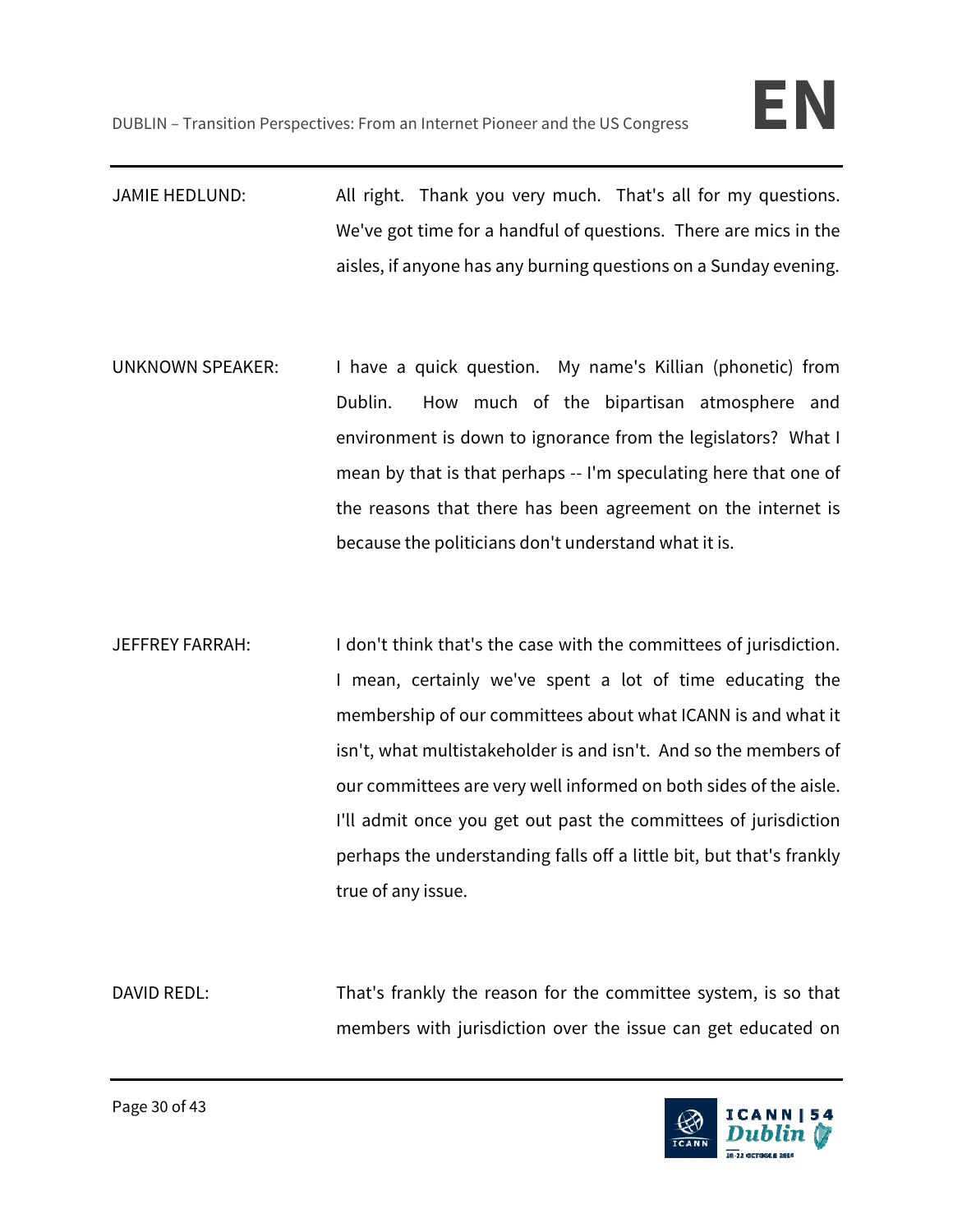JAMIE HEDLUND: All right. Thank you very much. That's all for my questions. We've got time for a handful of questions. There are mics in the aisles, if anyone has any burning questions on a Sunday evening.

UNKNOWN SPEAKER: I have a quick question. My name's Killian (phonetic) from Dublin. How much of the bipartisan atmosphere and environment is down to ignorance from the legislators? What I mean by that is that perhaps -- I'm speculating here that one of the reasons that there has been agreement on the internet is because the politicians don't understand what it is.

JEFFREY FARRAH: I don't think that's the case with the committees of jurisdiction. I mean, certainly we've spent a lot of time educating the membership of our committees about what ICANN is and what it isn't, what multistakeholder is and isn't. And so the members of our committees are very well informed on both sides of the aisle. I'll admit once you get out past the committees of jurisdiction perhaps the understanding falls off a little bit, but that's frankly true of any issue.

DAVID REDL: That's frankly the reason for the committee system, is so that members with jurisdiction over the issue can get educated on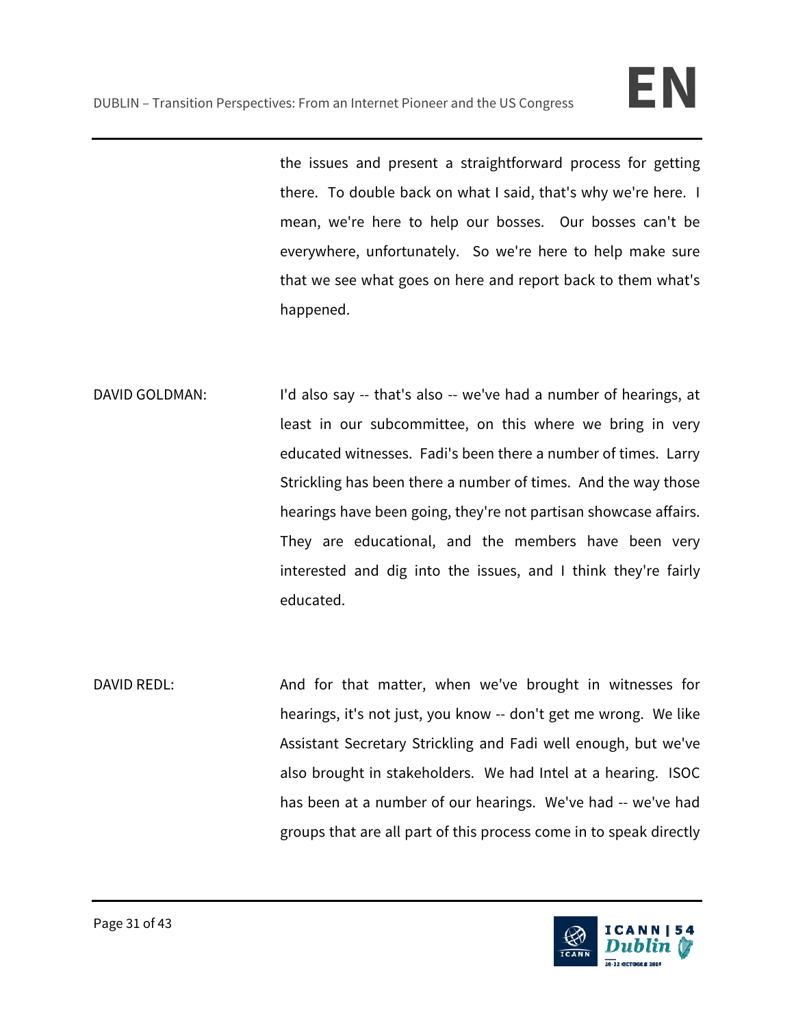the issues and present a straightforward process for getting there. To double back on what I said, that's why we're here. I mean, we're here to help our bosses. Our bosses can't be everywhere, unfortunately. So we're here to help make sure that we see what goes on here and report back to them what's happened.

DAVID GOLDMAN: I'd also say -- that's also -- we've had a number of hearings, at least in our subcommittee, on this where we bring in very educated witnesses. Fadi's been there a number of times. Larry Strickling has been there a number of times. And the way those hearings have been going, they're not partisan showcase affairs. They are educational, and the members have been very interested and dig into the issues, and I think they're fairly educated.

DAVID REDL: And for that matter, when we've brought in witnesses for hearings, it's not just, you know -- don't get me wrong. We like Assistant Secretary Strickling and Fadi well enough, but we've also brought in stakeholders. We had Intel at a hearing. ISOC has been at a number of our hearings. We've had -- we've had groups that are all part of this process come in to speak directly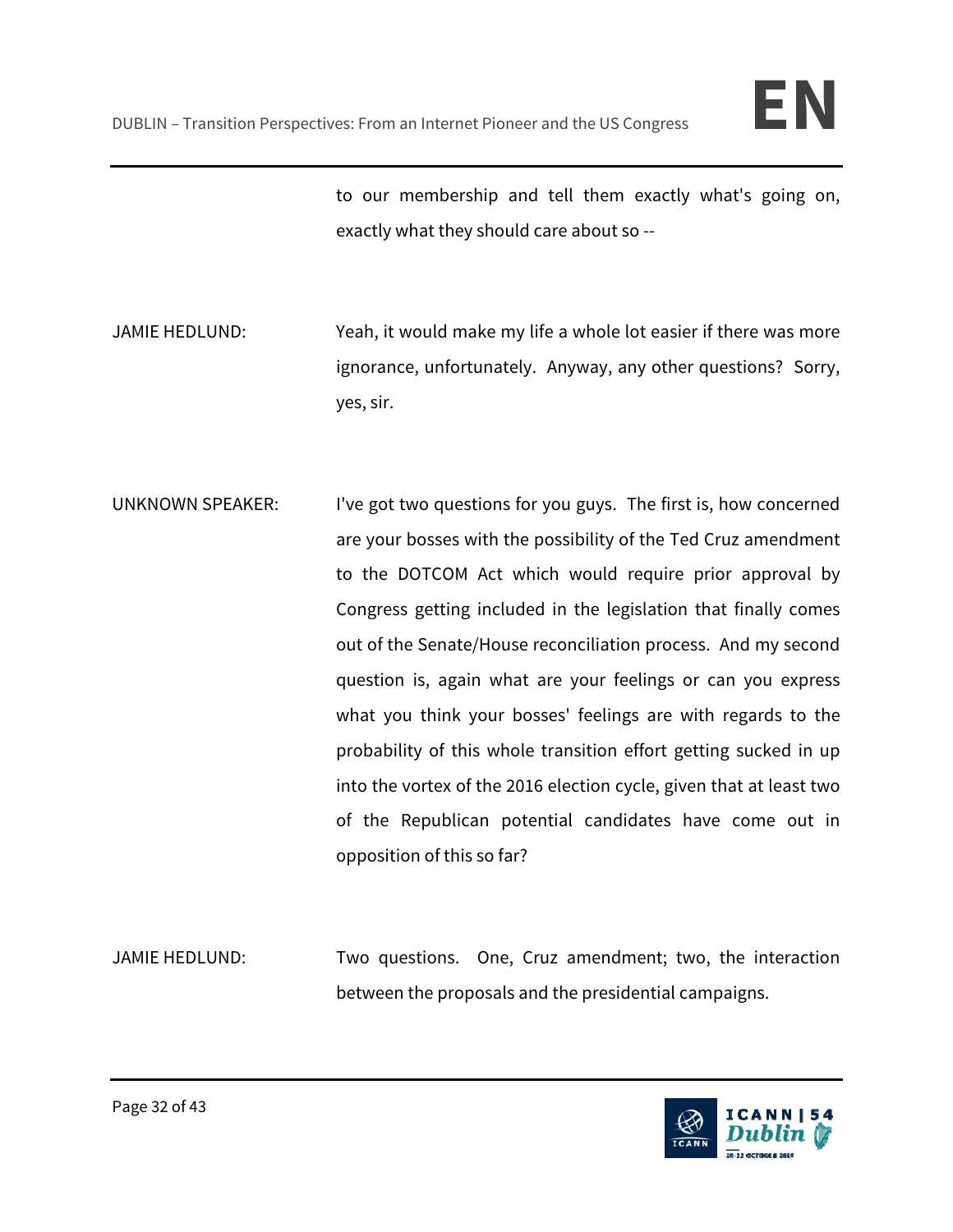to our membership and tell them exactly what's going on, exactly what they should care about so --

JAMIE HEDLUND: Yeah, it would make my life a whole lot easier if there was more ignorance, unfortunately. Anyway, any other questions? Sorry, yes, sir.

UNKNOWN SPEAKER: I've got two questions for you guys. The first is, how concerned are your bosses with the possibility of the Ted Cruz amendment to the DOTCOM Act which would require prior approval by Congress getting included in the legislation that finally comes out of the Senate/House reconciliation process. And my second question is, again what are your feelings or can you express what you think your bosses' feelings are with regards to the probability of this whole transition effort getting sucked in up into the vortex of the 2016 election cycle, given that at least two of the Republican potential candidates have come out in opposition of this so far?

JAMIE HEDLUND: Two questions. One, Cruz amendment; two, the interaction between the proposals and the presidential campaigns.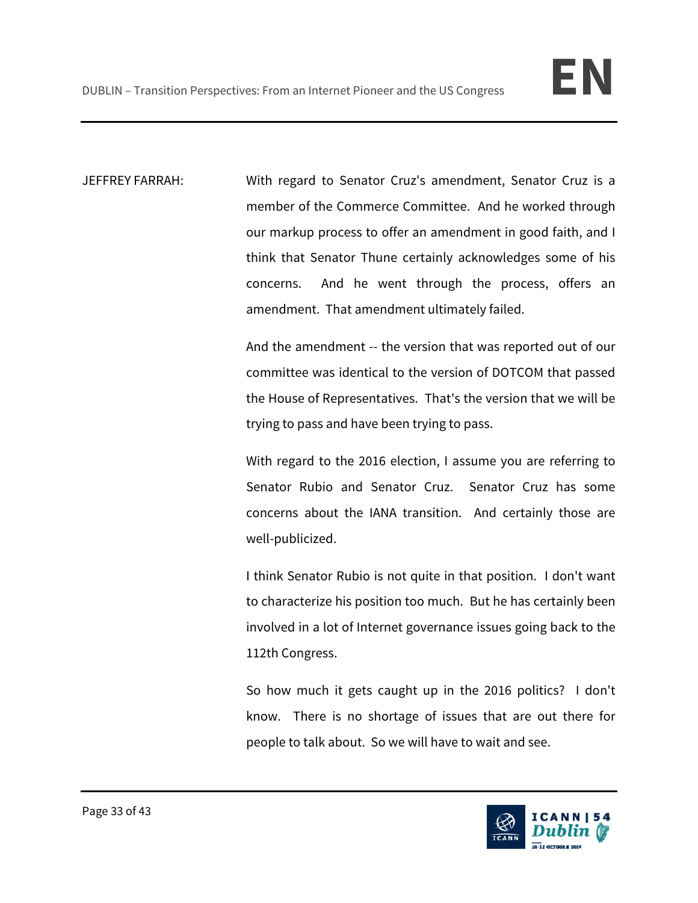JEFFREY FARRAH: With regard to Senator Cruz's amendment, Senator Cruz is a member of the Commerce Committee. And he worked through our markup process to offer an amendment in good faith, and I think that Senator Thune certainly acknowledges some of his concerns. And he went through the process, offers an amendment. That amendment ultimately failed.

And the amendment -- the version that was reported out of our committee was identical to the version of DOTCOM that passed the House of Representatives. That's the version that we will be trying to pass and have been trying to pass.

With regard to the 2016 election, I assume you are referring to Senator Rubio and Senator Cruz. Senator Cruz has some concerns about the IANA transition. And certainly those are well-publicized.

I think Senator Rubio is not quite in that position. I don't want to characterize his position too much. But he has certainly been involved in a lot of Internet governance issues going back to the 112th Congress.

So how much it gets caught up in the 2016 politics? I don't know. There is no shortage of issues that are out there for people to talk about. So we will have to wait and see.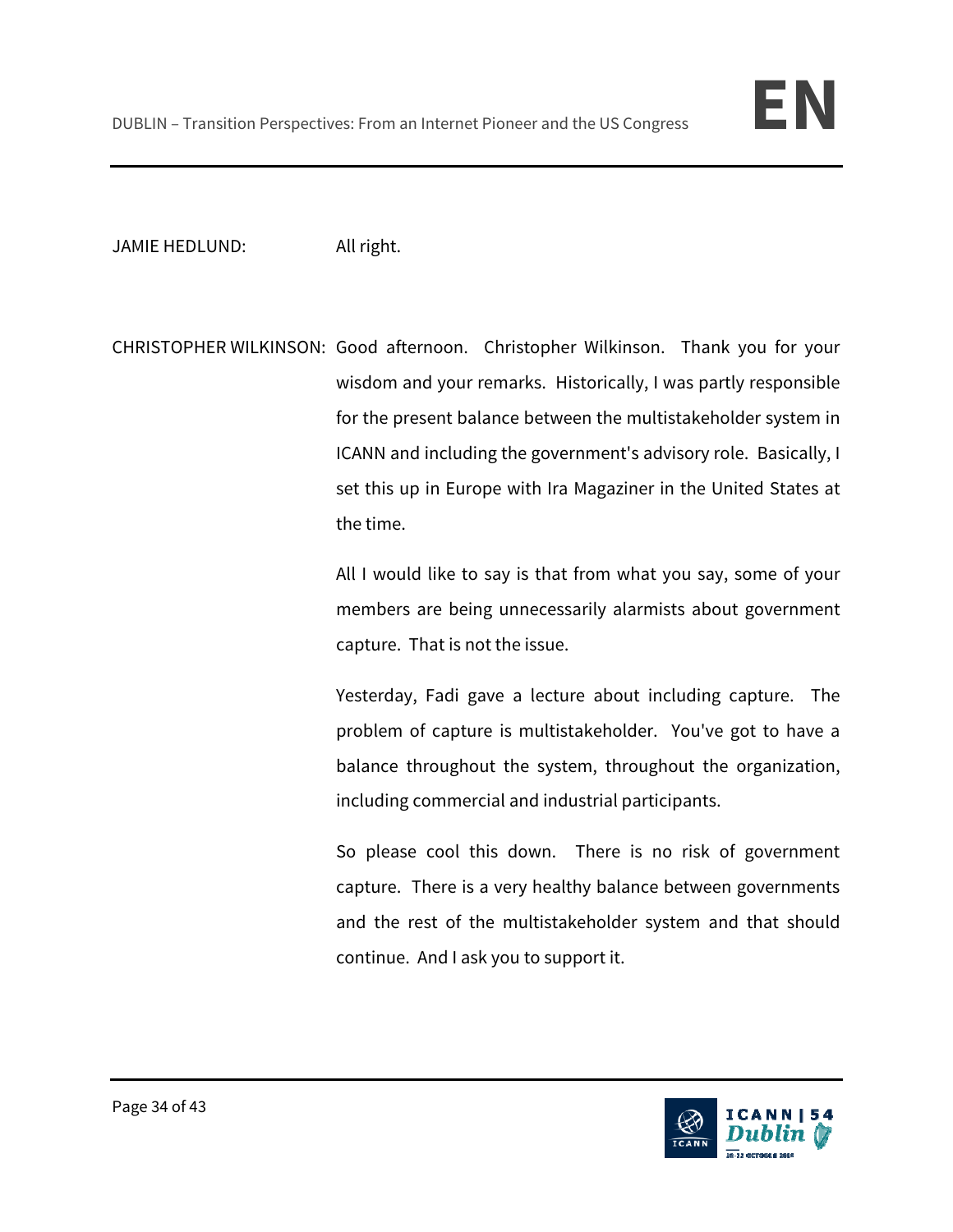JAMIE HEDLUND: All right.

CHRISTOPHER WILKINSON: Good afternoon. Christopher Wilkinson. Thank you for your wisdom and your remarks. Historically, I was partly responsible for the present balance between the multistakeholder system in ICANN and including the government's advisory role. Basically, I set this up in Europe with Ira Magaziner in the United States at the time.

All I would like to say is that from what you say, some of your members are being unnecessarily alarmists about government capture. That is not the issue.

Yesterday, Fadi gave a lecture about including capture. The problem of capture is multistakeholder. You've got to have a balance throughout the system, throughout the organization, including commercial and industrial participants.

So please cool this down. There is no risk of government capture. There is a very healthy balance between governments and the rest of the multistakeholder system and that should continue. And I ask you to support it.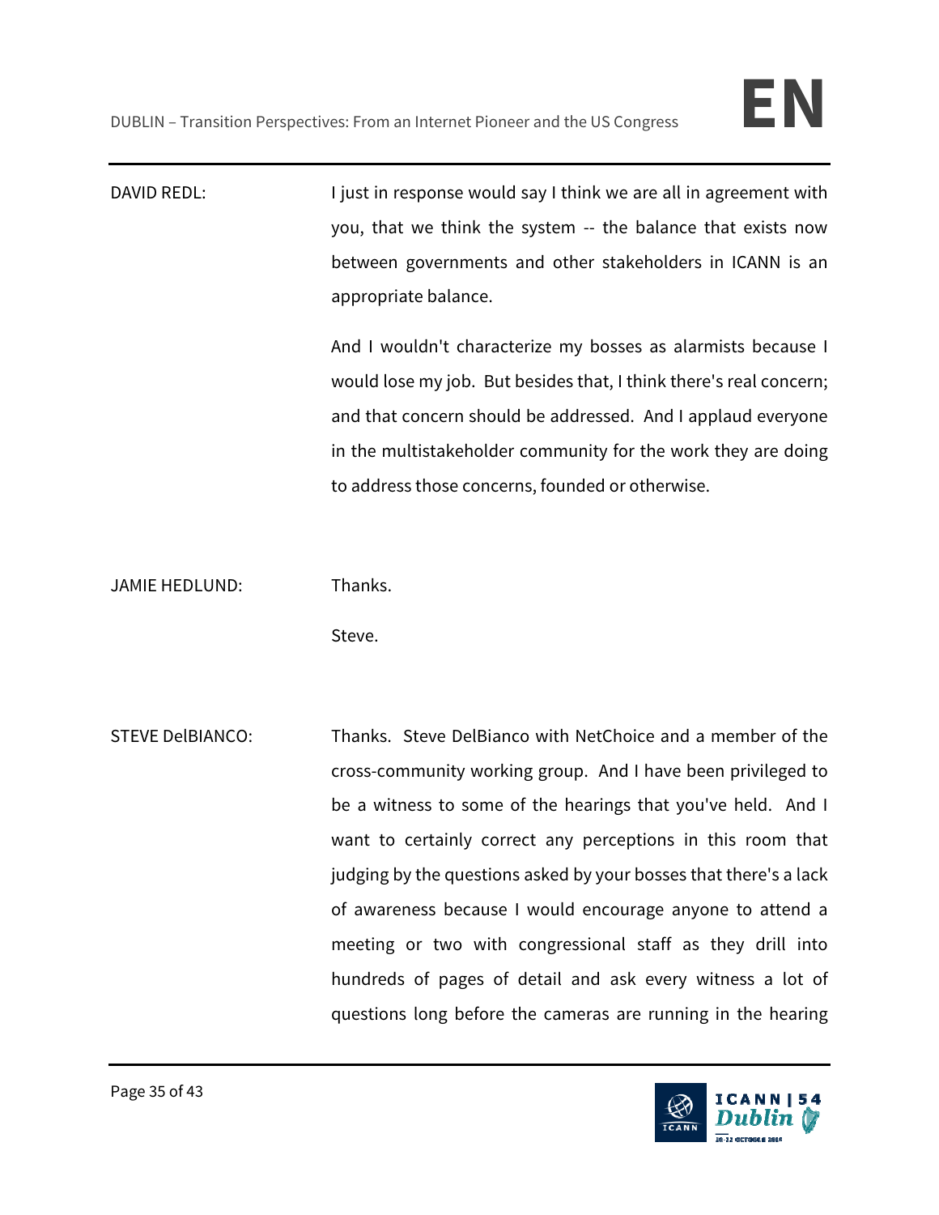DAVID REDL: I just in response would say I think we are all in agreement with you, that we think the system -- the balance that exists now between governments and other stakeholders in ICANN is an appropriate balance.

And I wouldn't characterize my bosses as alarmists because I would lose my job. But besides that, I think there's real concern; and that concern should be addressed. And I applaud everyone in the multistakeholder community for the work they are doing to address those concerns, founded or otherwise.

JAMIE HEDLUND: Thanks.

Steve.

STEVE DelBIANCO: Thanks. Steve DelBianco with NetChoice and a member of the cross-community working group. And I have been privileged to be a witness to some of the hearings that you've held. And I want to certainly correct any perceptions in this room that judging by the questions asked by your bosses that there's a lack of awareness because I would encourage anyone to attend a meeting or two with congressional staff as they drill into hundreds of pages of detail and ask every witness a lot of questions long before the cameras are running in the hearing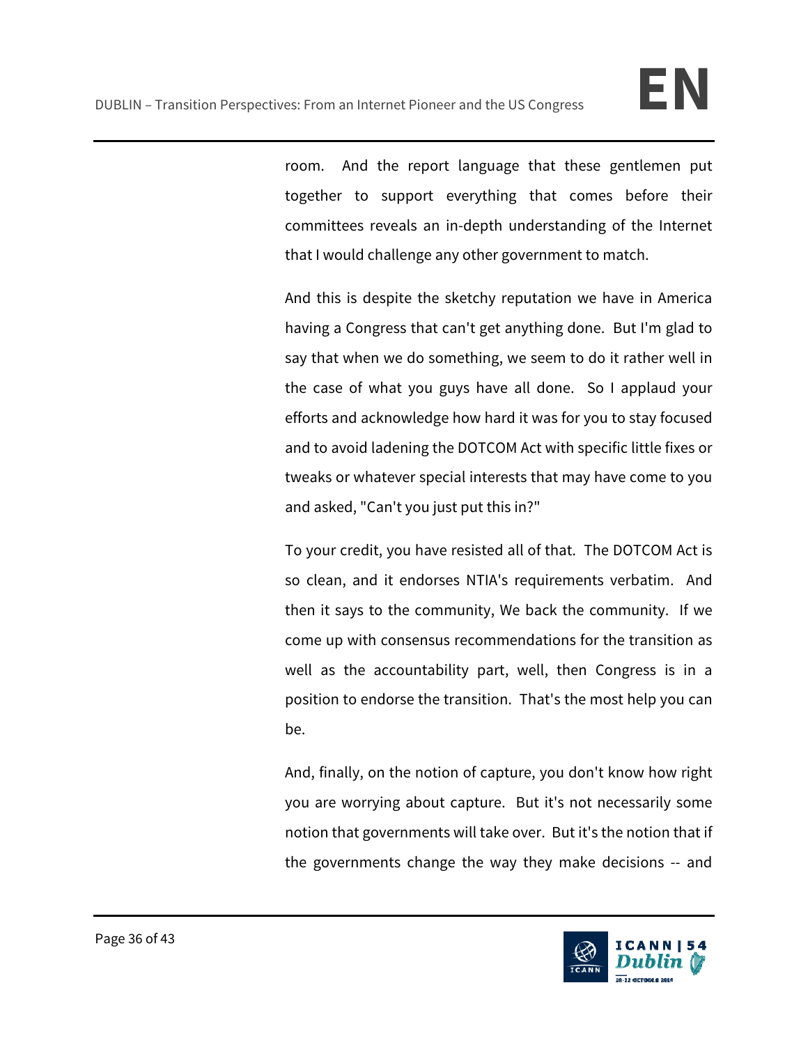room. And the report language that these gentlemen put together to support everything that comes before their committees reveals an in-depth understanding of the Internet that I would challenge any other government to match.

And this is despite the sketchy reputation we have in America having a Congress that can't get anything done. But I'm glad to say that when we do something, we seem to do it rather well in the case of what you guys have all done. So I applaud your efforts and acknowledge how hard it was for you to stay focused and to avoid ladening the DOTCOM Act with specific little fixes or tweaks or whatever special interests that may have come to you and asked, "Can't you just put this in?"

To your credit, you have resisted all of that. The DOTCOM Act is so clean, and it endorses NTIA's requirements verbatim. And then it says to the community, We back the community. If we come up with consensus recommendations for the transition as well as the accountability part, well, then Congress is in a position to endorse the transition. That's the most help you can be.

And, finally, on the notion of capture, you don't know how right you are worrying about capture. But it's not necessarily some notion that governments will take over. But it's the notion that if the governments change the way they make decisions -- and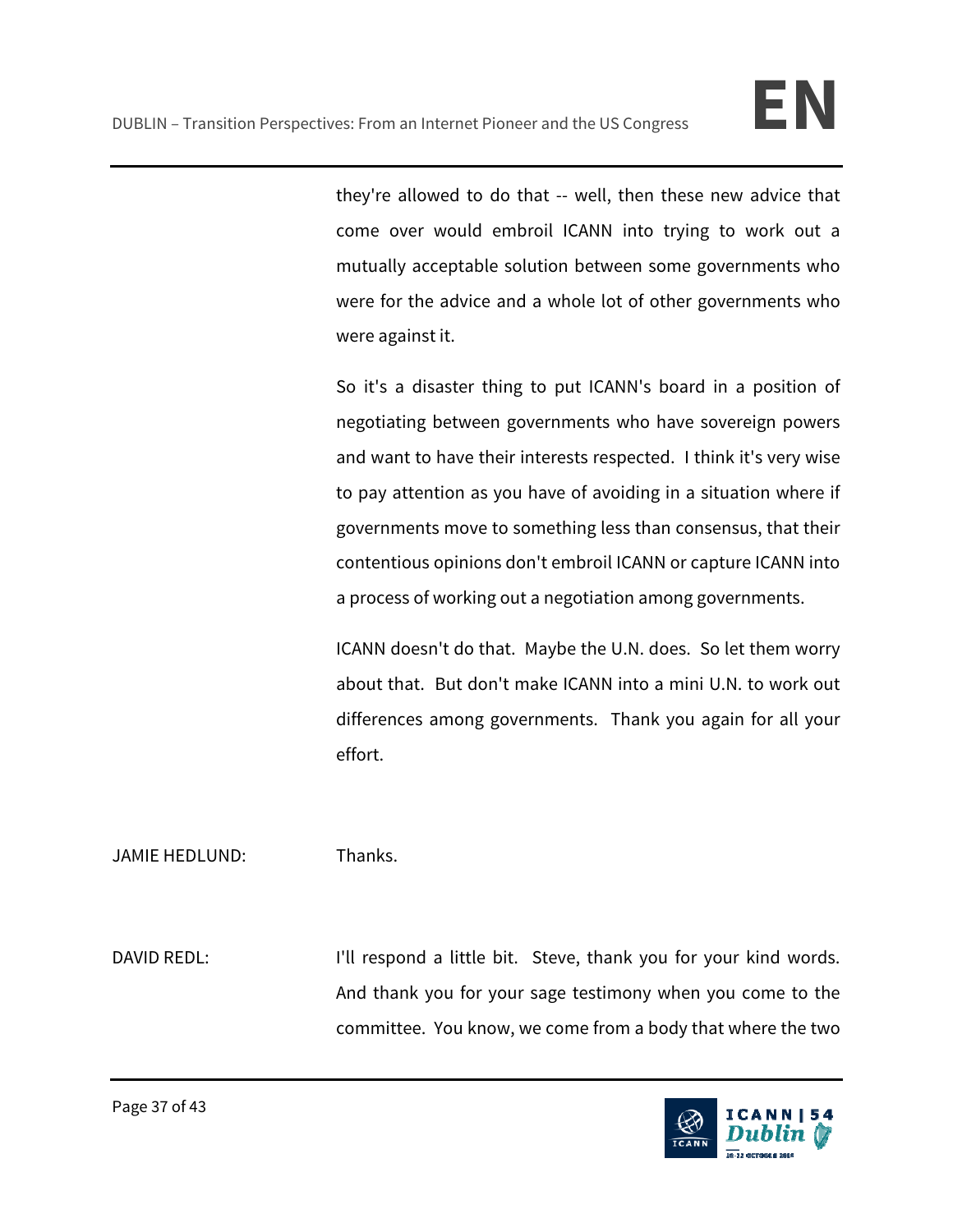they're allowed to do that -- well, then these new advice that come over would embroil ICANN into trying to work out a mutually acceptable solution between some governments who were for the advice and a whole lot of other governments who were against it.

So it's a disaster thing to put ICANN's board in a position of negotiating between governments who have sovereign powers and want to have their interests respected. I think it's very wise to pay attention as you have of avoiding in a situation where if governments move to something less than consensus, that their contentious opinions don't embroil ICANN or capture ICANN into a process of working out a negotiation among governments.

ICANN doesn't do that. Maybe the U.N. does. So let them worry about that. But don't make ICANN into a mini U.N. to work out differences among governments. Thank you again for all your effort.

JAMIE HEDLUND: Thanks.

DAVID REDL: I'll respond a little bit. Steve, thank you for your kind words. And thank you for your sage testimony when you come to the committee. You know, we come from a body that where the two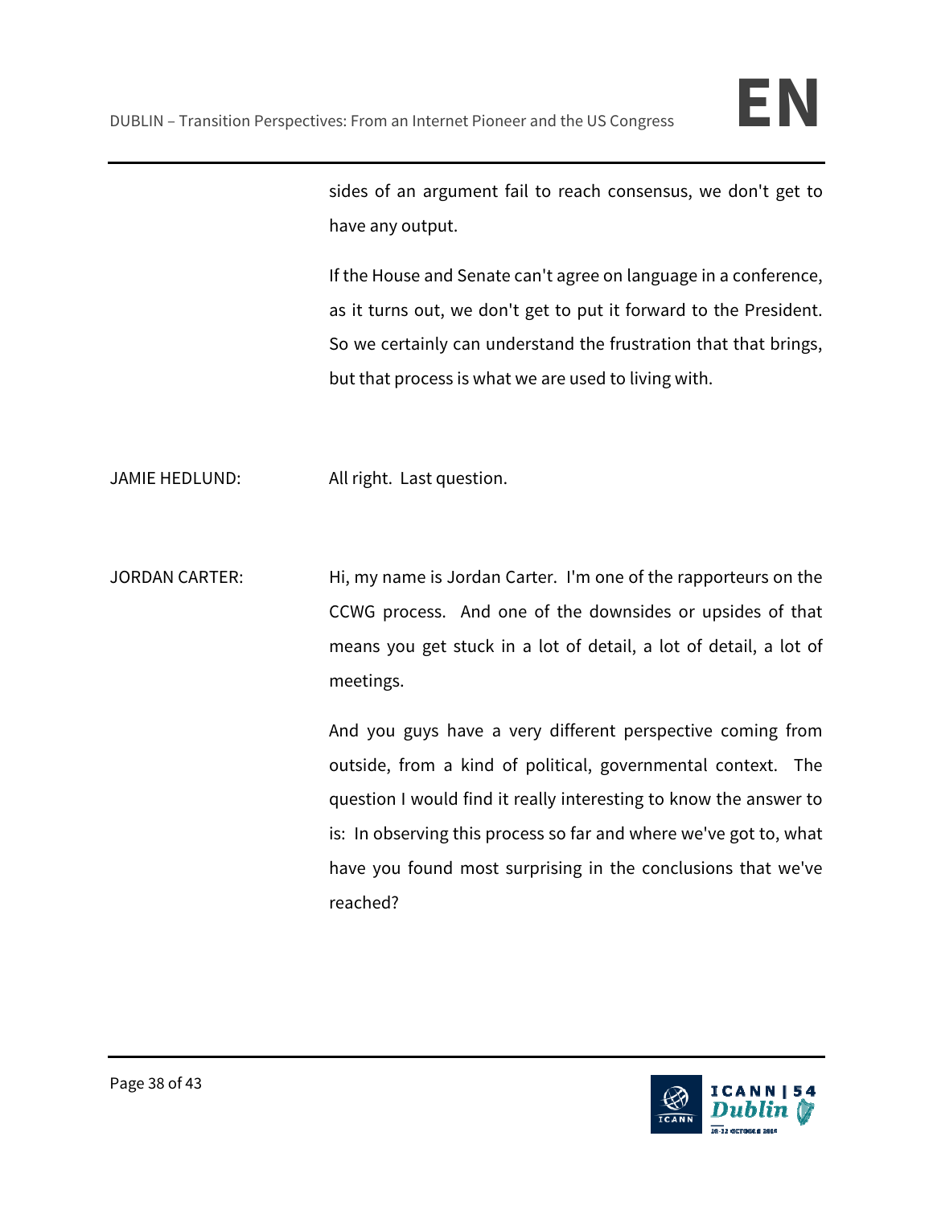sides of an argument fail to reach consensus, we don't get to have any output.

If the House and Senate can't agree on language in a conference, as it turns out, we don't get to put it forward to the President. So we certainly can understand the frustration that that brings, but that process is what we are used to living with.

JAMIE HEDLUND: All right. Last question.

JORDAN CARTER: Hi, my name is Jordan Carter. I'm one of the rapporteurs on the CCWG process. And one of the downsides or upsides of that means you get stuck in a lot of detail, a lot of detail, a lot of meetings.

And you guys have a very different perspective coming from outside, from a kind of political, governmental context. The question I would find it really interesting to know the answer to is: In observing this process so far and where we've got to, what have you found most surprising in the conclusions that we've reached?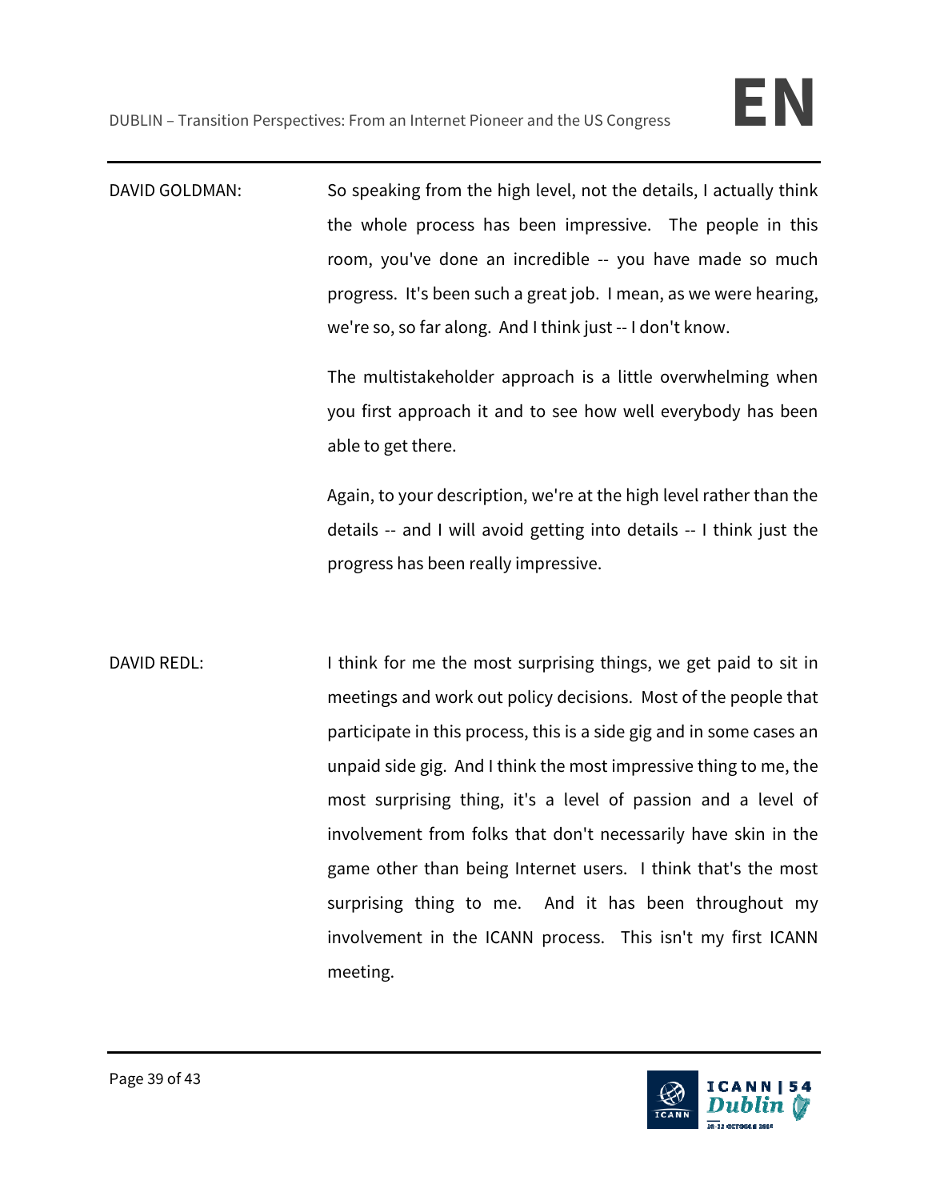DAVID GOLDMAN: So speaking from the high level, not the details, I actually think the whole process has been impressive. The people in this room, you've done an incredible -- you have made so much progress. It's been such a great job. I mean, as we were hearing, we're so, so far along. And I think just -- I don't know.

The multistakeholder approach is a little overwhelming when you first approach it and to see how well everybody has been able to get there.

Again, to your description, we're at the high level rather than the details -- and I will avoid getting into details -- I think just the progress has been really impressive.

DAVID REDL: I think for me the most surprising things, we get paid to sit in meetings and work out policy decisions. Most of the people that participate in this process, this is a side gig and in some cases an unpaid side gig. And I think the most impressive thing to me, the most surprising thing, it's a level of passion and a level of involvement from folks that don't necessarily have skin in the game other than being Internet users. I think that's the most surprising thing to me. And it has been throughout my involvement in the ICANN process. This isn't my first ICANN meeting.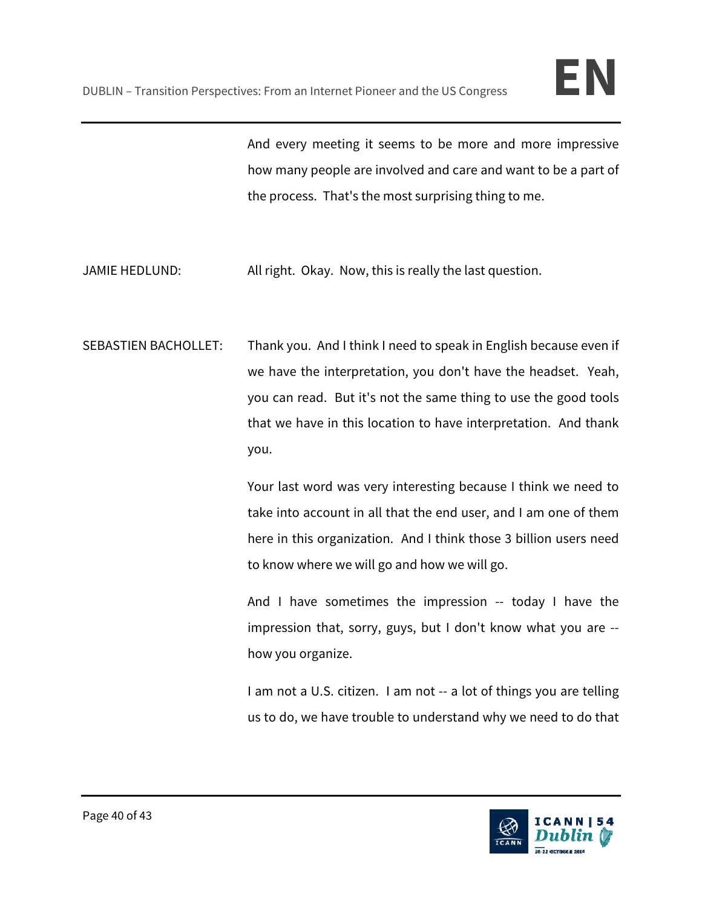And every meeting it seems to be more and more impressive how many people are involved and care and want to be a part of the process. That's the most surprising thing to me.

JAMIE HEDLUND: All right. Okay. Now, this is really the last question.

SEBASTIEN BACHOLLET: Thank you. And I think I need to speak in English because even if we have the interpretation, you don't have the headset. Yeah, you can read. But it's not the same thing to use the good tools that we have in this location to have interpretation. And thank you.

Your last word was very interesting because I think we need to take into account in all that the end user, and I am one of them here in this organization. And I think those 3 billion users need to know where we will go and how we will go.

And I have sometimes the impression -- today I have the impression that, sorry, guys, but I don't know what you are -- how you organize.

I am not a U.S. citizen. I am not -- a lot of things you are telling us to do, we have trouble to understand why we need to do that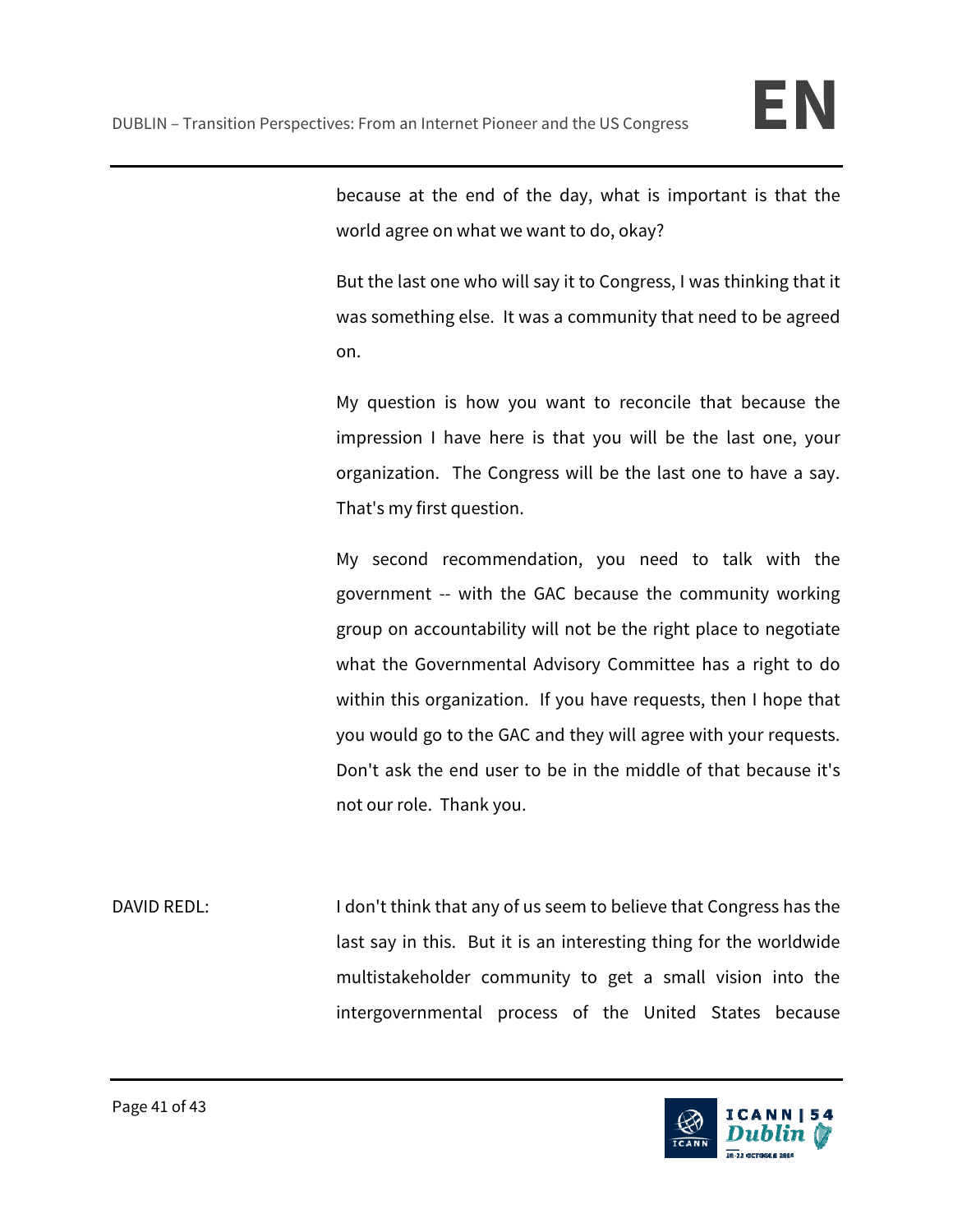because at the end of the day, what is important is that the world agree on what we want to do, okay?

But the last one who will say it to Congress, I was thinking that it was something else. It was a community that need to be agreed on.

My question is how you want to reconcile that because the impression I have here is that you will be the last one, your organization. The Congress will be the last one to have a say. That's my first question.

My second recommendation, you need to talk with the government -- with the GAC because the community working group on accountability will not be the right place to negotiate what the Governmental Advisory Committee has a right to do within this organization. If you have requests, then I hope that you would go to the GAC and they will agree with your requests. Don't ask the end user to be in the middle of that because it's not our role. Thank you.

DAVID REDL: I don't think that any of us seem to believe that Congress has the last say in this. But it is an interesting thing for the worldwide multistakeholder community to get a small vision into the intergovernmental process of the United States because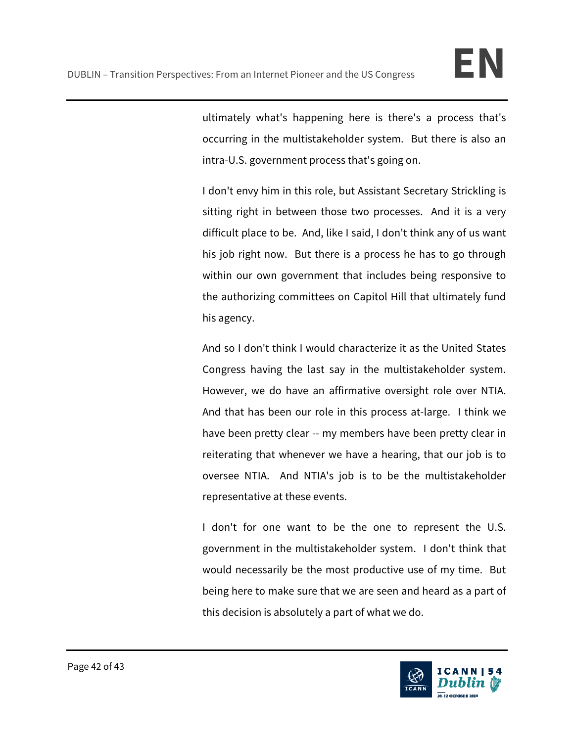ultimately what's happening here is there's a process that's occurring in the multistakeholder system. But there is also an intra-U.S. government process that's going on.

I don't envy him in this role, but Assistant Secretary Strickling is sitting right in between those two processes. And it is a very difficult place to be. And, like I said, I don't think any of us want his job right now. But there is a process he has to go through within our own government that includes being responsive to the authorizing committees on Capitol Hill that ultimately fund his agency.

And so I don't think I would characterize it as the United States Congress having the last say in the multistakeholder system. However, we do have an affirmative oversight role over NTIA. And that has been our role in this process at-large. I think we have been pretty clear -- my members have been pretty clear in reiterating that whenever we have a hearing, that our job is to oversee NTIA. And NTIA's job is to be the multistakeholder representative at these events.

I don't for one want to be the one to represent the U.S. government in the multistakeholder system. I don't think that would necessarily be the most productive use of my time. But being here to make sure that we are seen and heard as a part of this decision is absolutely a part of what we do.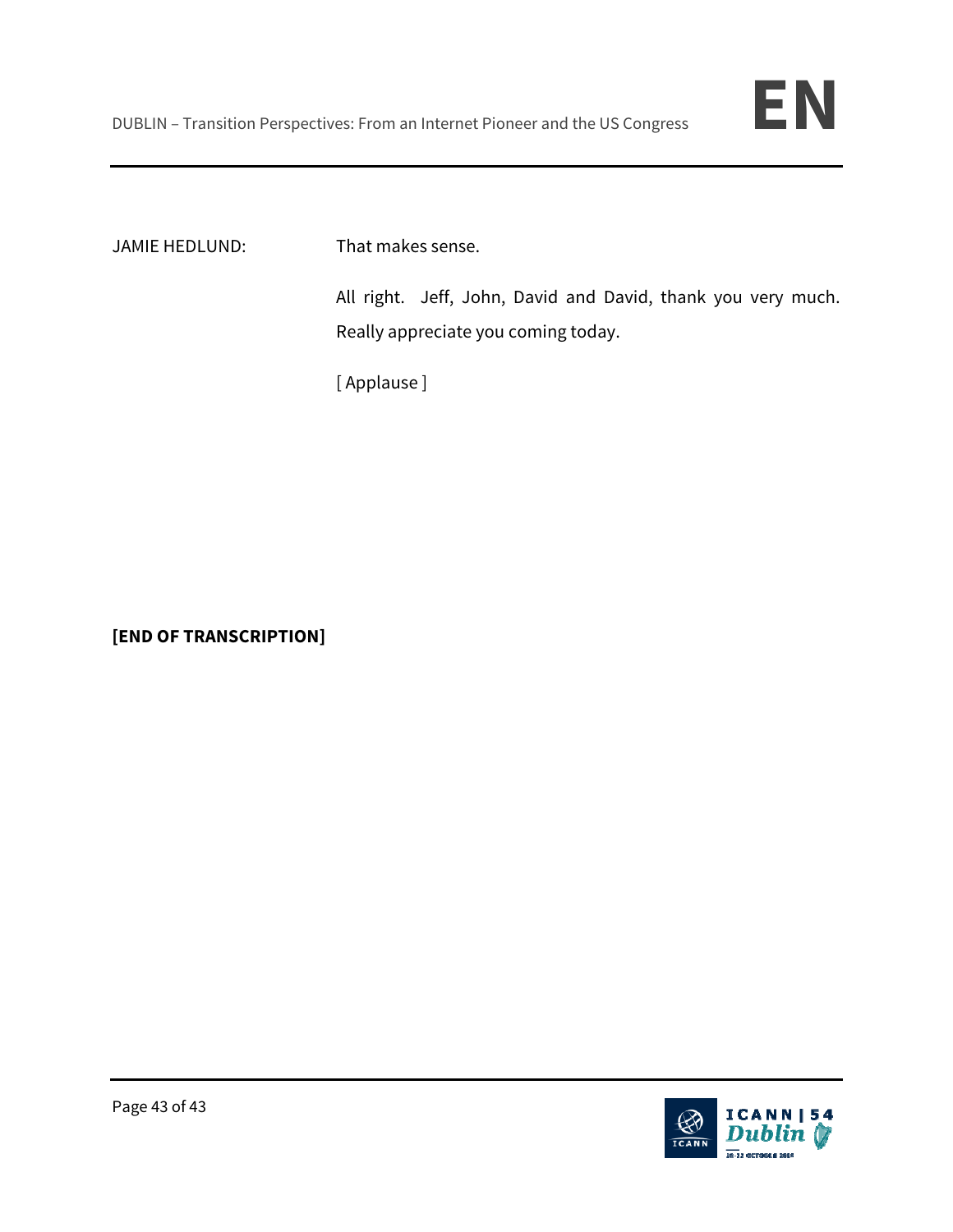JAMIE HEDLUND: That makes sense.

All right. Jeff, John, David and David, thank you very much. Really appreciate you coming today.

[ Applause ]

**[END OF TRANSCRIPTION]**